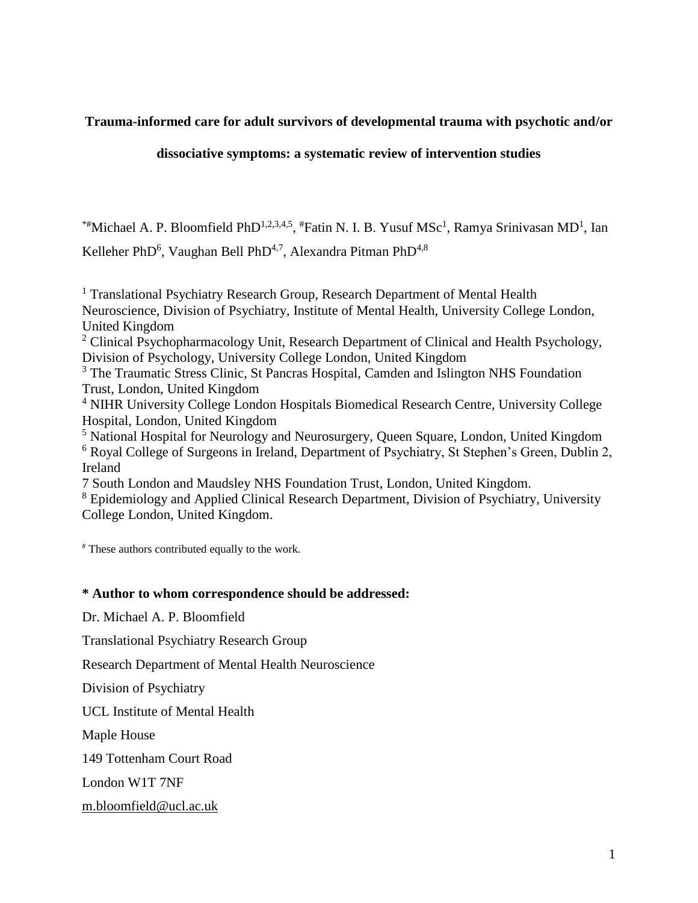# Trauma-informed care for adult survivors of developmental trauma with psychotic and/or dissociative symptoms: a systematic review of intervention studies

*#Michael A. P. Bloomfield PhD[1,2,3,4,5], #Fatin N. I. B. Yusuf MSc[1], Ramya Srinivasan MD[1], Ian Kelleher PhD[6], Vaughan Bell PhD[4,7], Alexandra Pitman PhD[4,8]

[1] Translational Psychiatry Research Group, Research Department of Mental Health Neuroscience, Division of Psychiatry, Institute of Mental Health, University College London, United Kingdom

[2] Clinical Psychopharmacology Unit, Research Department of Clinical and Health Psychology, Division of Psychology, University College London, United Kingdom

[3] The Traumatic Stress Clinic, St Pancras Hospital, Camden and Islington NHS Foundation Trust, London, United Kingdom

[4] NIHR University College London Hospitals Biomedical Research Centre, University College Hospital, London, United Kingdom

[5] National Hospital for Neurology and Neurosurgery, Queen Square, London, United Kingdom

[6] Royal College of Surgeons in Ireland, Department of Psychiatry, St Stephen's Green, Dublin 2, Ireland

7 South London and Maudsley NHS Foundation Trust, London, United Kingdom.

[8] Epidemiology and Applied Clinical Research Department, Division of Psychiatry, University College London, United Kingdom.

# These authors contributed equally to the work.

**\* Author to whom correspondence should be addressed:**

Dr. Michael A. P. Bloomfield

Translational Psychiatry Research Group

Research Department of Mental Health Neuroscience

Division of Psychiatry

UCL Institute of Mental Health

Maple House

149 Tottenham Court Road

London W1T 7NF

m.bloomfield@ucl.ac.uk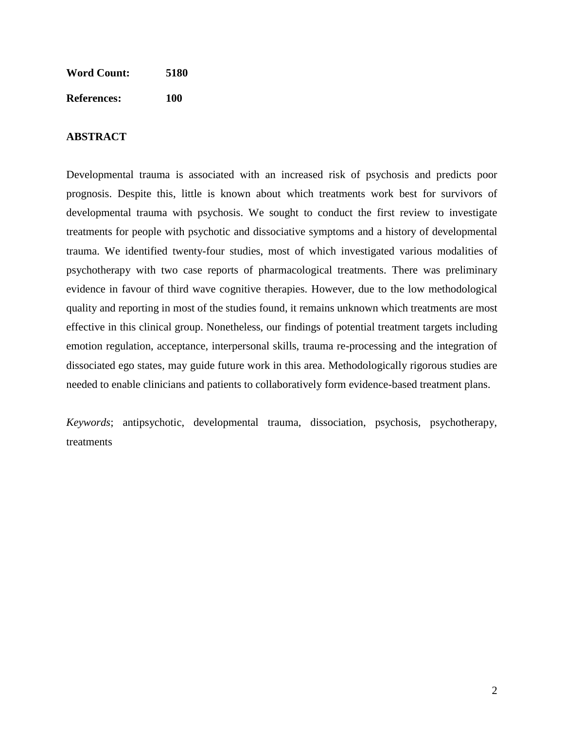**Word Count:** **5180**

**References:** **100**

## ABSTRACT

Developmental trauma is associated with an increased risk of psychosis and predicts poor prognosis. Despite this, little is known about which treatments work best for survivors of developmental trauma with psychosis. We sought to conduct the first review to investigate treatments for people with psychotic and dissociative symptoms and a history of developmental trauma. We identified twenty-four studies, most of which investigated various modalities of psychotherapy with two case reports of pharmacological treatments. There was preliminary evidence in favour of third wave cognitive therapies. However, due to the low methodological quality and reporting in most of the studies found, it remains unknown which treatments are most effective in this clinical group. Nonetheless, our findings of potential treatment targets including emotion regulation, acceptance, interpersonal skills, trauma re-processing and the integration of dissociated ego states, may guide future work in this area. Methodologically rigorous studies are needed to enable clinicians and patients to collaboratively form evidence-based treatment plans.

*Keywords*; antipsychotic, developmental trauma, dissociation, psychosis, psychotherapy, treatments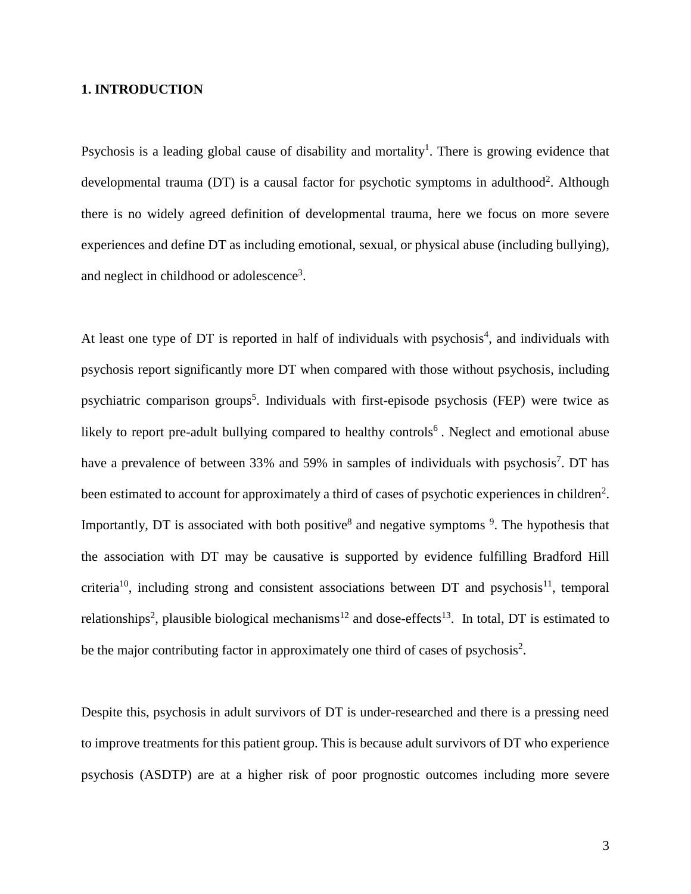## 1. INTRODUCTION

Psychosis is a leading global cause of disability and mortality[1]. There is growing evidence that developmental trauma (DT) is a causal factor for psychotic symptoms in adulthood[2]. Although there is no widely agreed definition of developmental trauma, here we focus on more severe experiences and define DT as including emotional, sexual, or physical abuse (including bullying), and neglect in childhood or adolescence[3].

At least one type of DT is reported in half of individuals with psychosis[4], and individuals with psychosis report significantly more DT when compared with those without psychosis, including psychiatric comparison groups[5]. Individuals with first-episode psychosis (FEP) were twice as likely to report pre-adult bullying compared to healthy controls[6] . Neglect and emotional abuse have a prevalence of between 33% and 59% in samples of individuals with psychosis[7]. DT has been estimated to account for approximately a third of cases of psychotic experiences in children[2]. Importantly, DT is associated with both positive[8] and negative symptoms [9]. The hypothesis that the association with DT may be causative is supported by evidence fulfilling Bradford Hill criteria[10], including strong and consistent associations between DT and psychosis[11], temporal relationships[2], plausible biological mechanisms[12] and dose-effects[13]. In total, DT is estimated to be the major contributing factor in approximately one third of cases of psychosis[2].

Despite this, psychosis in adult survivors of DT is under-researched and there is a pressing need to improve treatments for this patient group. This is because adult survivors of DT who experience psychosis (ASDTP) are at a higher risk of poor prognostic outcomes including more severe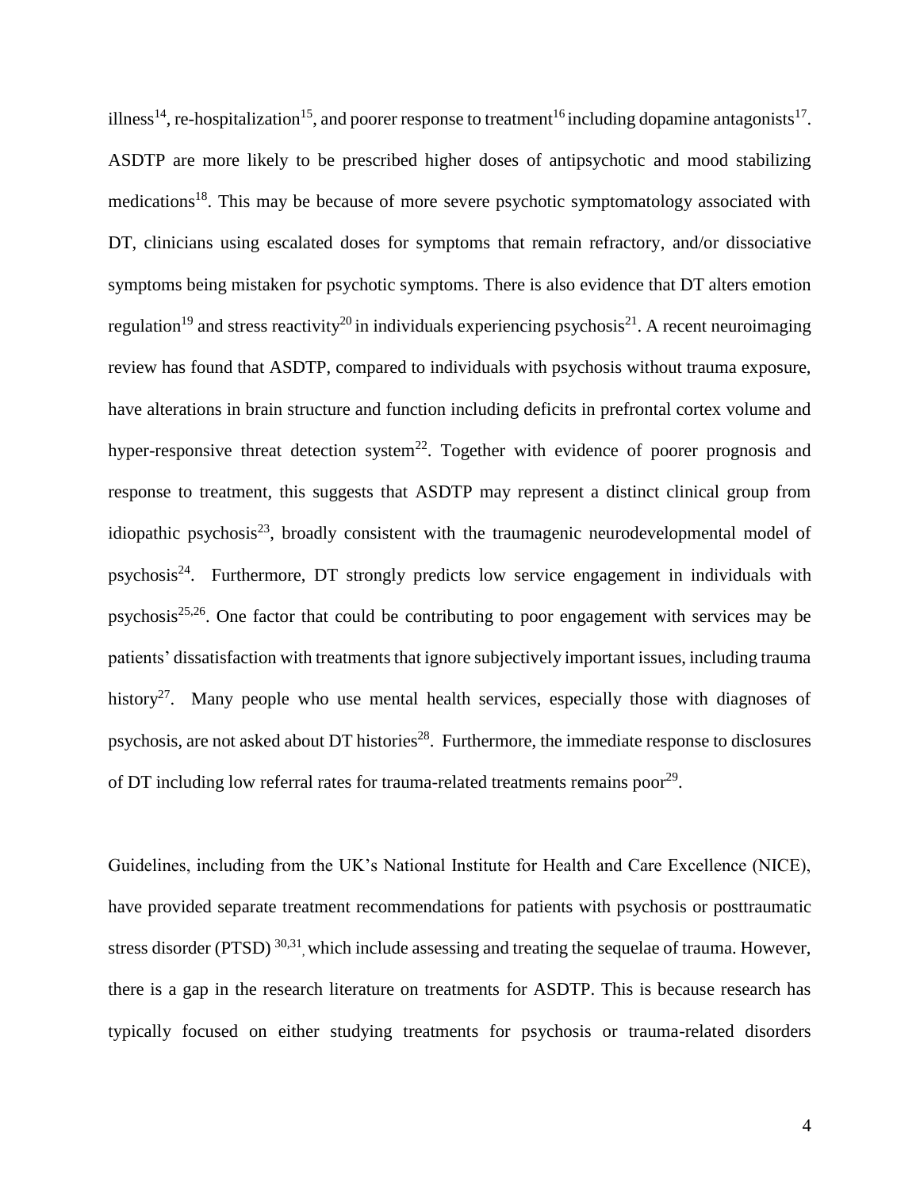illness[14], re-hospitalization[15], and poorer response to treatment[16] including dopamine antagonists[17]. ASDTP are more likely to be prescribed higher doses of antipsychotic and mood stabilizing medications[18]. This may be because of more severe psychotic symptomatology associated with DT, clinicians using escalated doses for symptoms that remain refractory, and/or dissociative symptoms being mistaken for psychotic symptoms. There is also evidence that DT alters emotion regulation[19] and stress reactivity[20] in individuals experiencing psychosis[21]. A recent neuroimaging review has found that ASDTP, compared to individuals with psychosis without trauma exposure, have alterations in brain structure and function including deficits in prefrontal cortex volume and hyper-responsive threat detection system[22]. Together with evidence of poorer prognosis and response to treatment, this suggests that ASDTP may represent a distinct clinical group from idiopathic psychosis[23], broadly consistent with the traumagenic neurodevelopmental model of psychosis[24]. Furthermore, DT strongly predicts low service engagement in individuals with psychosis[25,26]. One factor that could be contributing to poor engagement with services may be patients' dissatisfaction with treatments that ignore subjectively important issues, including trauma history[27]. Many people who use mental health services, especially those with diagnoses of psychosis, are not asked about DT histories[28]. Furthermore, the immediate response to disclosures of DT including low referral rates for trauma-related treatments remains poor[29].

Guidelines, including from the UK's National Institute for Health and Care Excellence (NICE), have provided separate treatment recommendations for patients with psychosis or posttraumatic stress disorder (PTSD) [30,31], which include assessing and treating the sequelae of trauma. However, there is a gap in the research literature on treatments for ASDTP. This is because research has typically focused on either studying treatments for psychosis or trauma-related disorders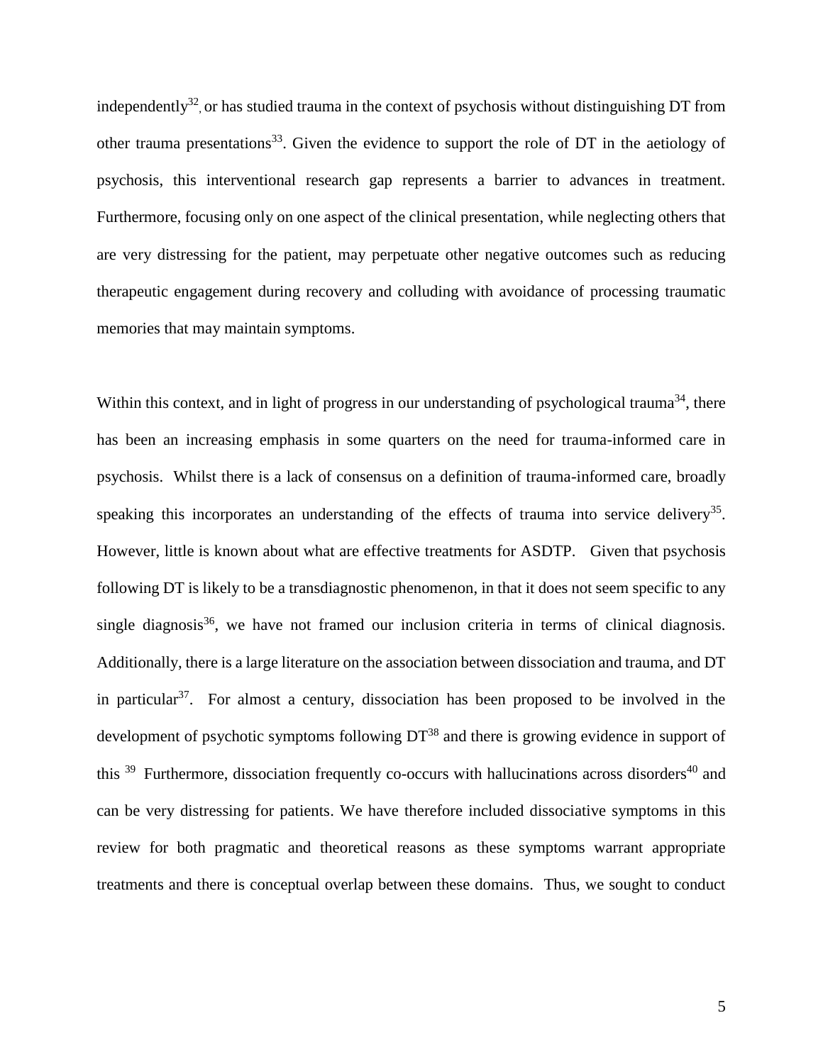independently[32], or has studied trauma in the context of psychosis without distinguishing DT from other trauma presentations[33]. Given the evidence to support the role of DT in the aetiology of psychosis, this interventional research gap represents a barrier to advances in treatment. Furthermore, focusing only on one aspect of the clinical presentation, while neglecting others that are very distressing for the patient, may perpetuate other negative outcomes such as reducing therapeutic engagement during recovery and colluding with avoidance of processing traumatic memories that may maintain symptoms.

Within this context, and in light of progress in our understanding of psychological trauma[34], there has been an increasing emphasis in some quarters on the need for trauma-informed care in psychosis. Whilst there is a lack of consensus on a definition of trauma-informed care, broadly speaking this incorporates an understanding of the effects of trauma into service delivery[35]. However, little is known about what are effective treatments for ASDTP. Given that psychosis following DT is likely to be a transdiagnostic phenomenon, in that it does not seem specific to any single diagnosis[36], we have not framed our inclusion criteria in terms of clinical diagnosis. Additionally, there is a large literature on the association between dissociation and trauma, and DT in particular[37]. For almost a century, dissociation has been proposed to be involved in the development of psychotic symptoms following DT[38] and there is growing evidence in support of this [39] Furthermore, dissociation frequently co-occurs with hallucinations across disorders[40] and can be very distressing for patients. We have therefore included dissociative symptoms in this review for both pragmatic and theoretical reasons as these symptoms warrant appropriate treatments and there is conceptual overlap between these domains. Thus, we sought to conduct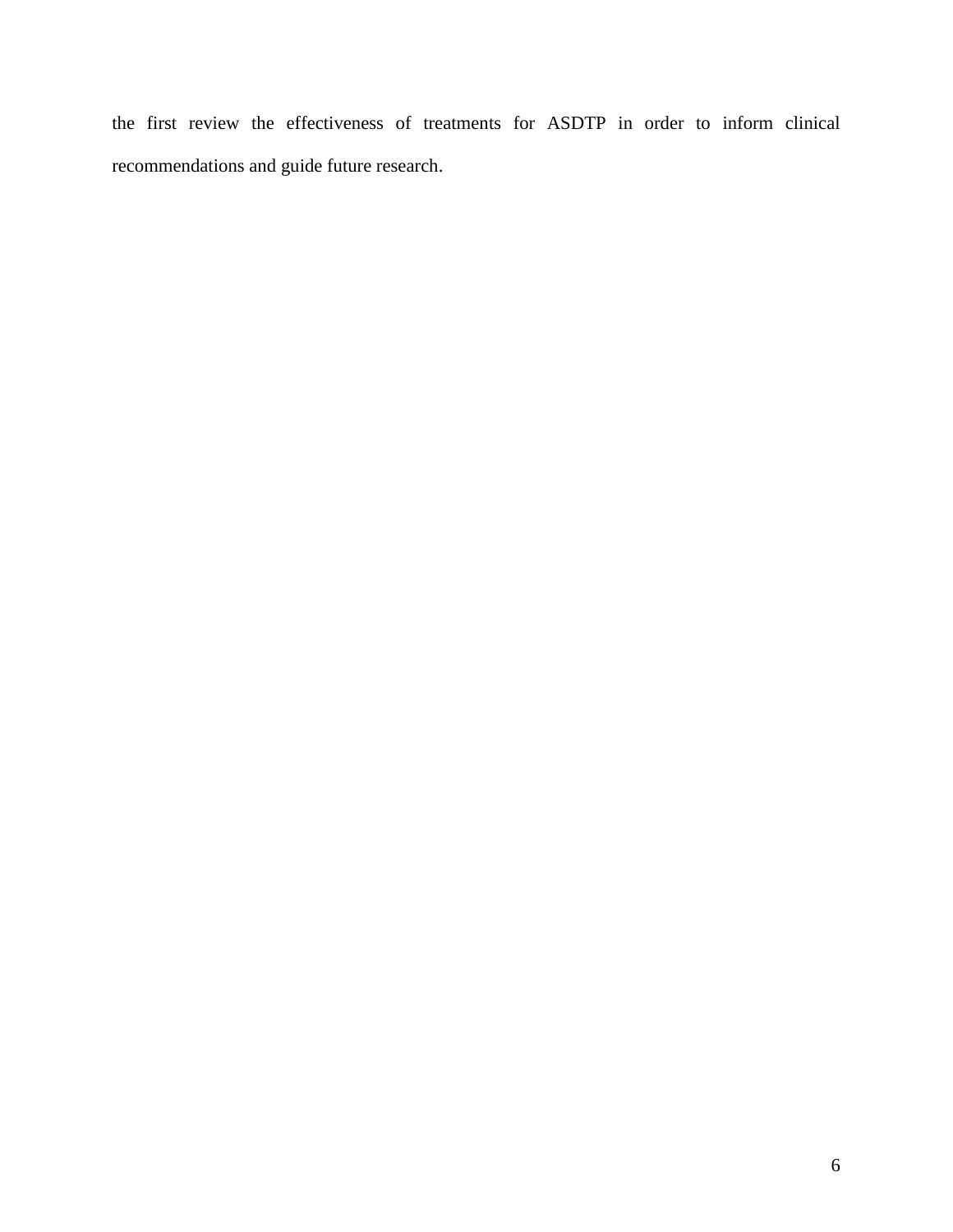the first review the effectiveness of treatments for ASDTP in order to inform clinical recommendations and guide future research.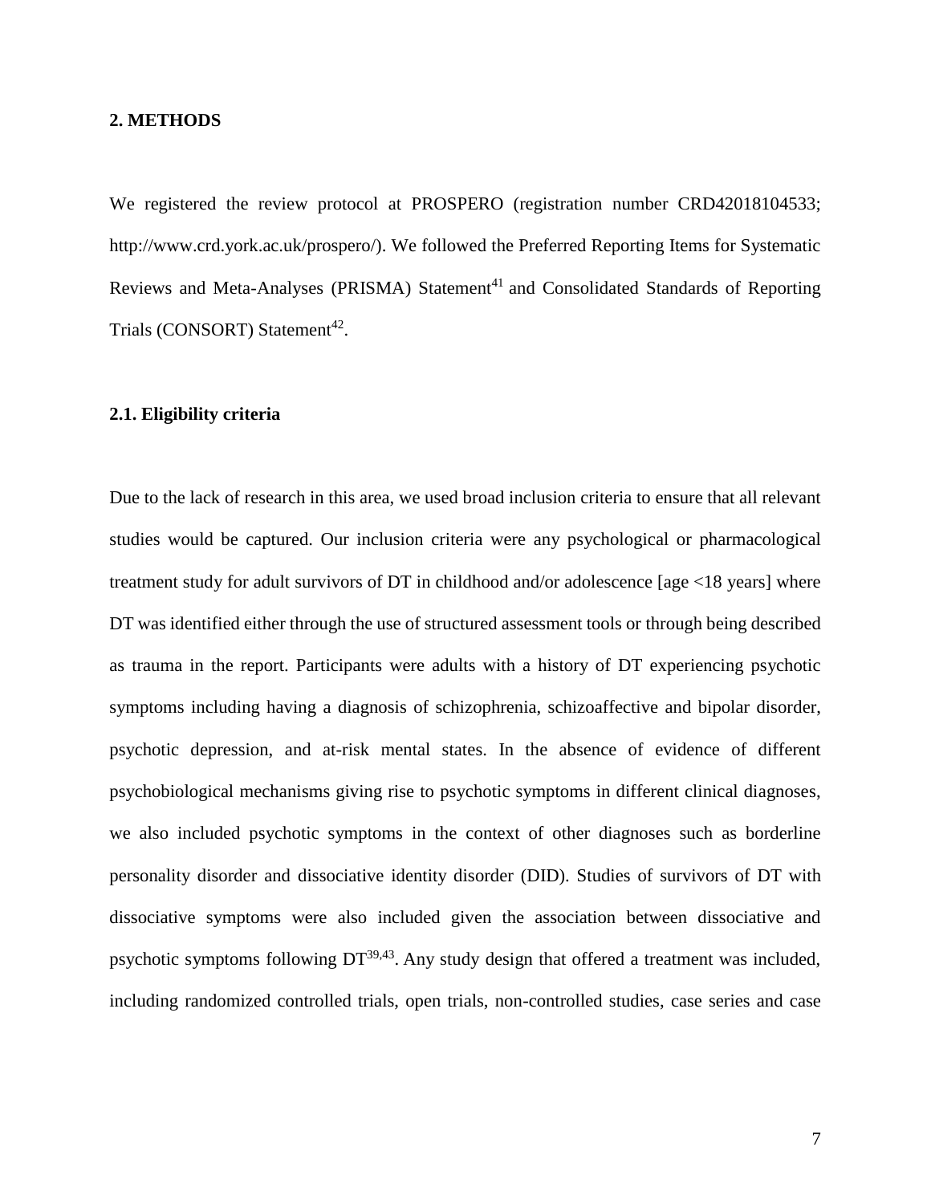## 2. METHODS

We registered the review protocol at PROSPERO (registration number CRD42018104533; http://www.crd.york.ac.uk/prospero/). We followed the Preferred Reporting Items for Systematic Reviews and Meta-Analyses (PRISMA) Statement[41] and Consolidated Standards of Reporting Trials (CONSORT) Statement[42].

### 2.1. Eligibility criteria

Due to the lack of research in this area, we used broad inclusion criteria to ensure that all relevant studies would be captured. Our inclusion criteria were any psychological or pharmacological treatment study for adult survivors of DT in childhood and/or adolescence [age <18 years] where DT was identified either through the use of structured assessment tools or through being described as trauma in the report. Participants were adults with a history of DT experiencing psychotic symptoms including having a diagnosis of schizophrenia, schizoaffective and bipolar disorder, psychotic depression, and at-risk mental states. In the absence of evidence of different psychobiological mechanisms giving rise to psychotic symptoms in different clinical diagnoses, we also included psychotic symptoms in the context of other diagnoses such as borderline personality disorder and dissociative identity disorder (DID). Studies of survivors of DT with dissociative symptoms were also included given the association between dissociative and psychotic symptoms following DT[39,43]. Any study design that offered a treatment was included, including randomized controlled trials, open trials, non-controlled studies, case series and case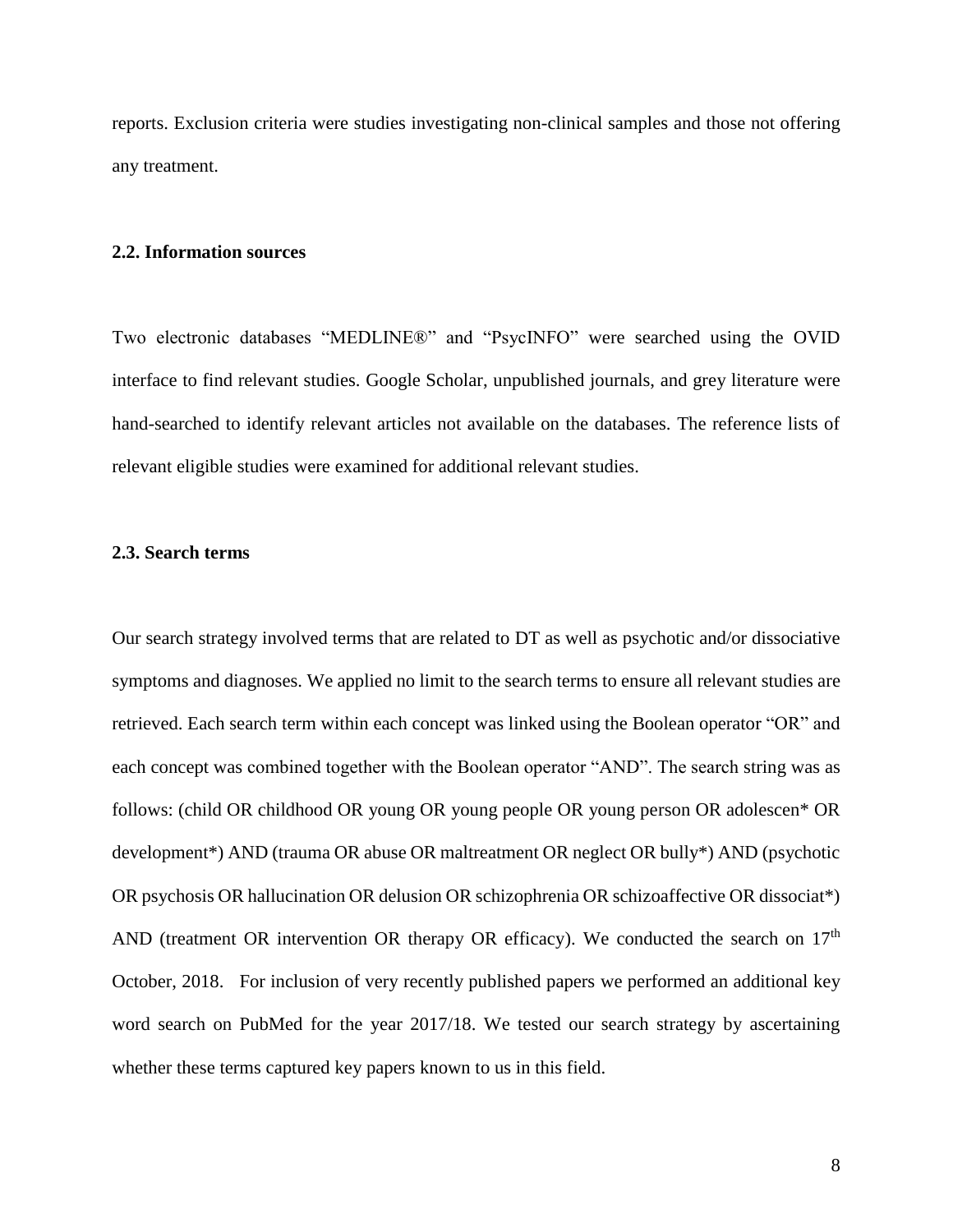reports. Exclusion criteria were studies investigating non-clinical samples and those not offering any treatment.

### 2.2. Information sources

Two electronic databases "MEDLINE®" and "PsycINFO" were searched using the OVID interface to find relevant studies. Google Scholar, unpublished journals, and grey literature were hand-searched to identify relevant articles not available on the databases. The reference lists of relevant eligible studies were examined for additional relevant studies.

### 2.3. Search terms

Our search strategy involved terms that are related to DT as well as psychotic and/or dissociative symptoms and diagnoses. We applied no limit to the search terms to ensure all relevant studies are retrieved. Each search term within each concept was linked using the Boolean operator "OR" and each concept was combined together with the Boolean operator "AND". The search string was as follows: (child OR childhood OR young OR young people OR young person OR adolescen* OR development*) AND (trauma OR abuse OR maltreatment OR neglect OR bully*) AND (psychotic OR psychosis OR hallucination OR delusion OR schizophrenia OR schizoaffective OR dissociat*) AND (treatment OR intervention OR therapy OR efficacy). We conducted the search on 17th October, 2018. For inclusion of very recently published papers we performed an additional key word search on PubMed for the year 2017/18. We tested our search strategy by ascertaining whether these terms captured key papers known to us in this field.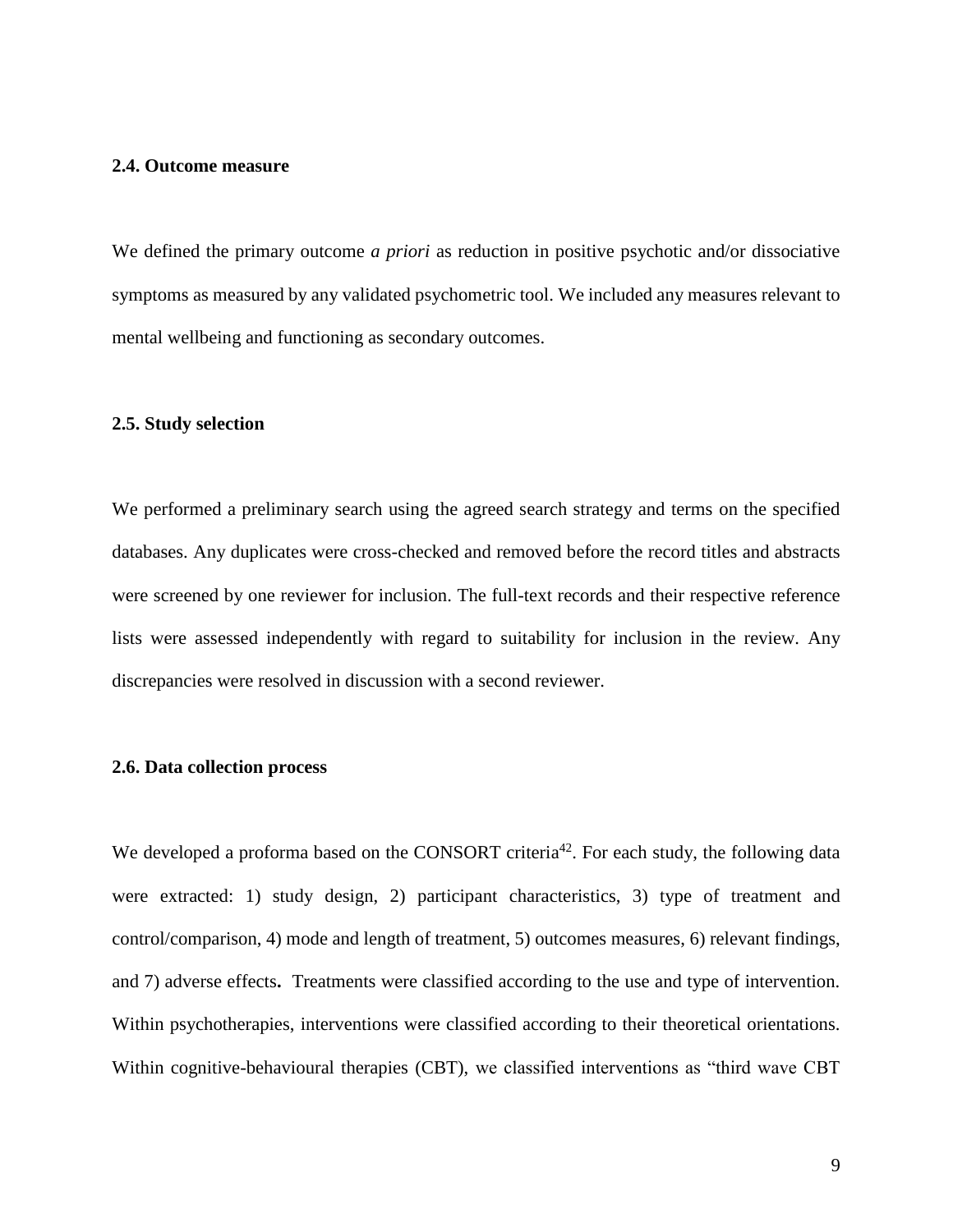### 2.4. Outcome measure

We defined the primary outcome *a priori* as reduction in positive psychotic and/or dissociative symptoms as measured by any validated psychometric tool. We included any measures relevant to mental wellbeing and functioning as secondary outcomes.

### 2.5. Study selection

We performed a preliminary search using the agreed search strategy and terms on the specified databases. Any duplicates were cross-checked and removed before the record titles and abstracts were screened by one reviewer for inclusion. The full-text records and their respective reference lists were assessed independently with regard to suitability for inclusion in the review. Any discrepancies were resolved in discussion with a second reviewer.

### 2.6. Data collection process

We developed a proforma based on the CONSORT criteria[42]. For each study, the following data were extracted: 1) study design, 2) participant characteristics, 3) type of treatment and control/comparison, 4) mode and length of treatment, 5) outcomes measures, 6) relevant findings, and 7) adverse effects**.** Treatments were classified according to the use and type of intervention. Within psychotherapies, interventions were classified according to their theoretical orientations. Within cognitive-behavioural therapies (CBT), we classified interventions as "third wave CBT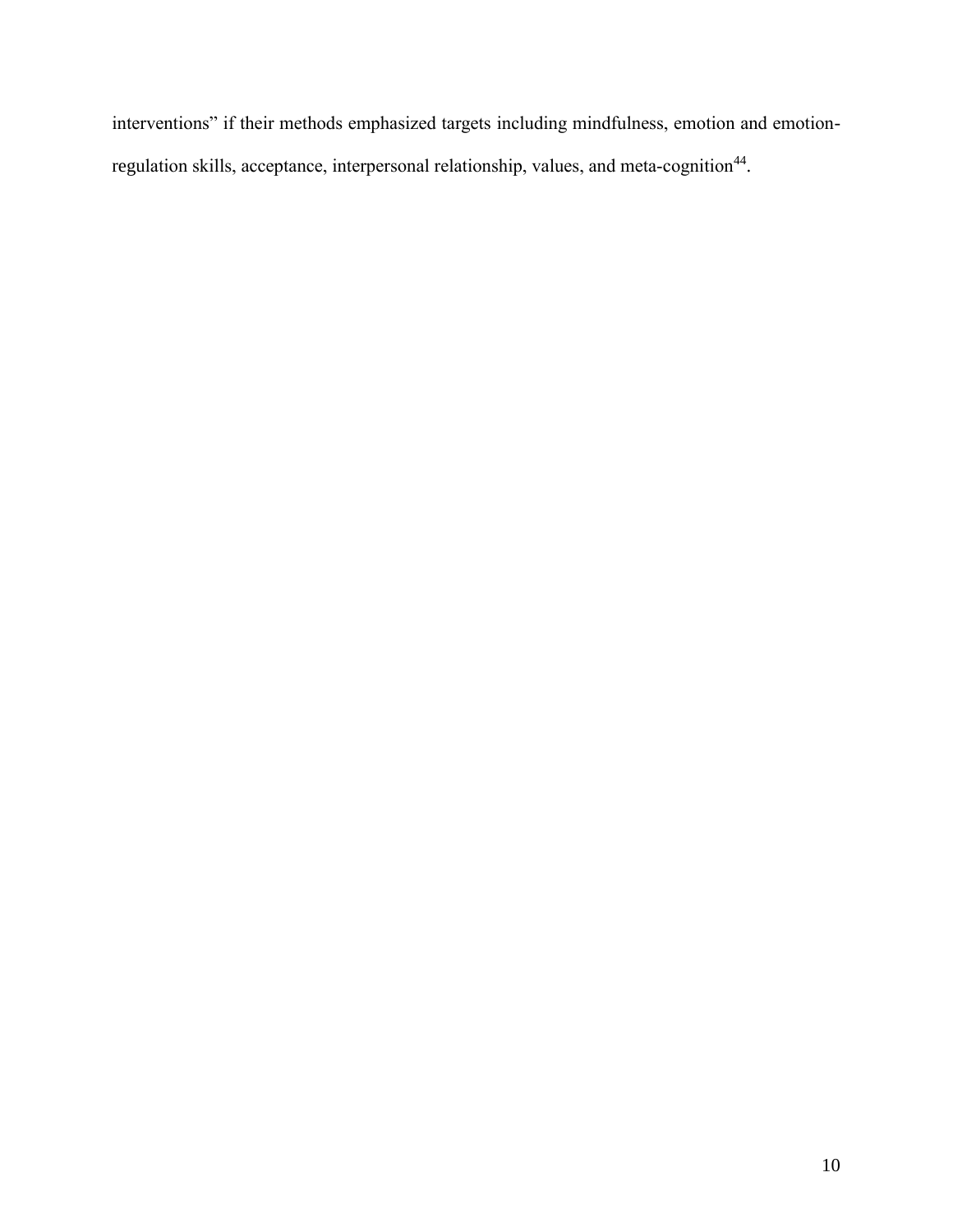interventions" if their methods emphasized targets including mindfulness, emotion and emotion-regulation skills, acceptance, interpersonal relationship, values, and meta-cognition[44].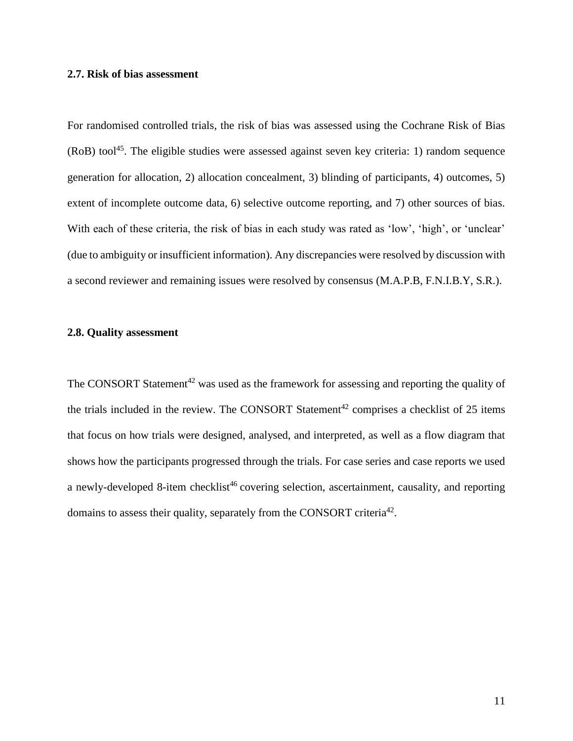### 2.7. Risk of bias assessment

For randomised controlled trials, the risk of bias was assessed using the Cochrane Risk of Bias (RoB) tool[45]. The eligible studies were assessed against seven key criteria: 1) random sequence generation for allocation, 2) allocation concealment, 3) blinding of participants, 4) outcomes, 5) extent of incomplete outcome data, 6) selective outcome reporting, and 7) other sources of bias. With each of these criteria, the risk of bias in each study was rated as 'low', 'high', or 'unclear' (due to ambiguity or insufficient information). Any discrepancies were resolved by discussion with a second reviewer and remaining issues were resolved by consensus (M.A.P.B, F.N.I.B.Y, S.R.).

### 2.8. Quality assessment

The CONSORT Statement[42] was used as the framework for assessing and reporting the quality of the trials included in the review. The CONSORT Statement[42] comprises a checklist of 25 items that focus on how trials were designed, analysed, and interpreted, as well as a flow diagram that shows how the participants progressed through the trials. For case series and case reports we used a newly-developed 8-item checklist[46] covering selection, ascertainment, causality, and reporting domains to assess their quality, separately from the CONSORT criteria[42].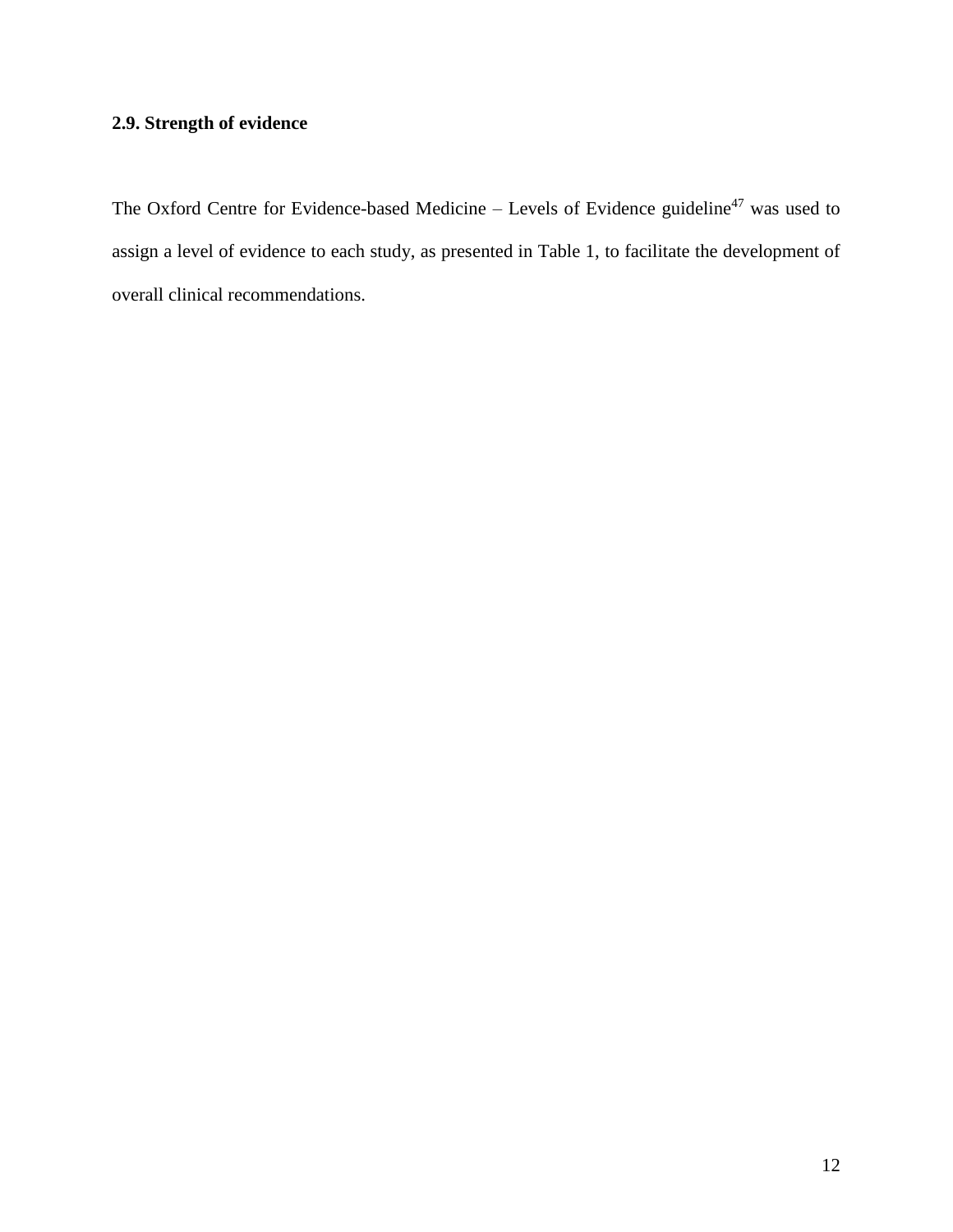### 2.9. Strength of evidence

The Oxford Centre for Evidence-based Medicine – Levels of Evidence guideline[47] was used to assign a level of evidence to each study, as presented in Table 1, to facilitate the development of overall clinical recommendations.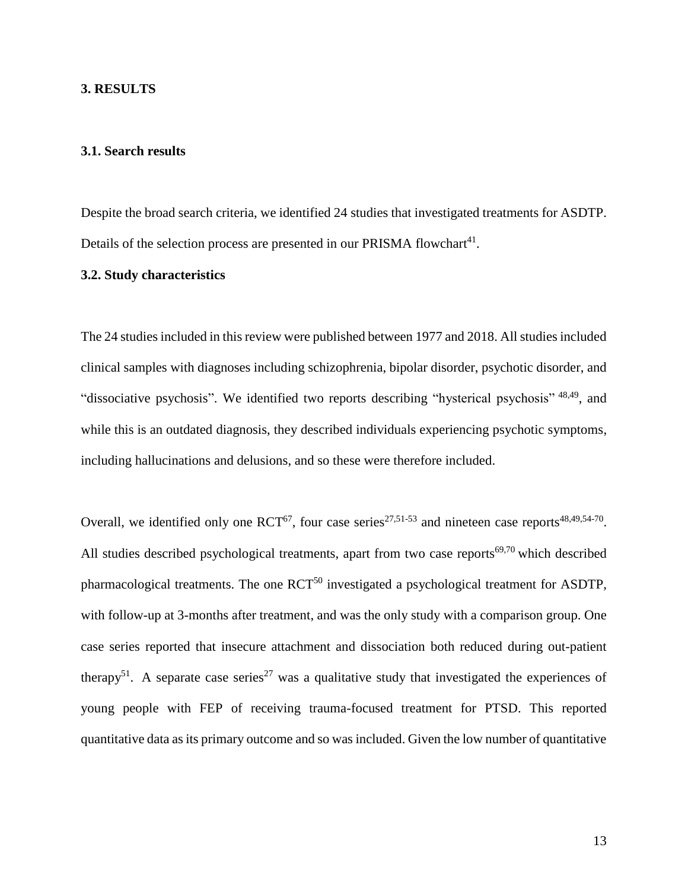## 3. RESULTS

### 3.1. Search results

Despite the broad search criteria, we identified 24 studies that investigated treatments for ASDTP. Details of the selection process are presented in our PRISMA flowchart[41].

### 3.2. Study characteristics

The 24 studies included in this review were published between 1977 and 2018. All studies included clinical samples with diagnoses including schizophrenia, bipolar disorder, psychotic disorder, and "dissociative psychosis". We identified two reports describing "hysterical psychosis" [48,49], and while this is an outdated diagnosis, they described individuals experiencing psychotic symptoms, including hallucinations and delusions, and so these were therefore included.

Overall, we identified only one RCT[67], four case series[27,51-53] and nineteen case reports[48,49,54-70]. All studies described psychological treatments, apart from two case reports[69,70] which described pharmacological treatments. The one RCT[50] investigated a psychological treatment for ASDTP, with follow-up at 3-months after treatment, and was the only study with a comparison group. One case series reported that insecure attachment and dissociation both reduced during out-patient therapy[51]. A separate case series[27] was a qualitative study that investigated the experiences of young people with FEP of receiving trauma-focused treatment for PTSD. This reported quantitative data as its primary outcome and so was included. Given the low number of quantitative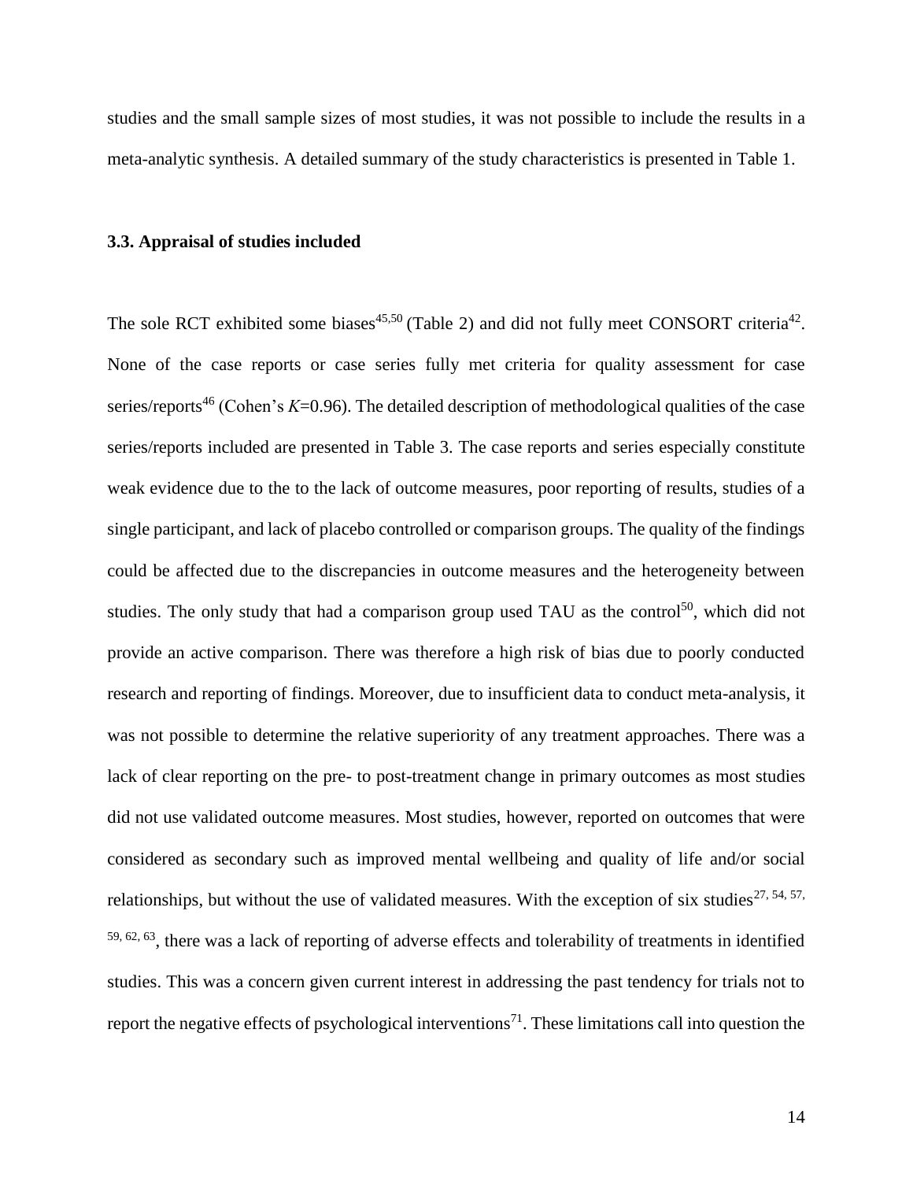studies and the small sample sizes of most studies, it was not possible to include the results in a meta-analytic synthesis. A detailed summary of the study characteristics is presented in Table 1.

### 3.3. Appraisal of studies included

The sole RCT exhibited some biases[45,50] (Table 2) and did not fully meet CONSORT criteria[42]. None of the case reports or case series fully met criteria for quality assessment for case series/reports[46] (Cohen's $K$=0.96). The detailed description of methodological qualities of the case series/reports included are presented in Table 3. The case reports and series especially constitute weak evidence due to the to the lack of outcome measures, poor reporting of results, studies of a single participant, and lack of placebo controlled or comparison groups. The quality of the findings could be affected due to the discrepancies in outcome measures and the heterogeneity between studies. The only study that had a comparison group used TAU as the control[50], which did not provide an active comparison. There was therefore a high risk of bias due to poorly conducted research and reporting of findings. Moreover, due to insufficient data to conduct meta-analysis, it was not possible to determine the relative superiority of any treatment approaches. There was a lack of clear reporting on the pre- to post-treatment change in primary outcomes as most studies did not use validated outcome measures. Most studies, however, reported on outcomes that were considered as secondary such as improved mental wellbeing and quality of life and/or social relationships, but without the use of validated measures. With the exception of six studies[27, 54, 57, 59, 62, 63], there was a lack of reporting of adverse effects and tolerability of treatments in identified studies. This was a concern given current interest in addressing the past tendency for trials not to report the negative effects of psychological interventions[71]. These limitations call into question the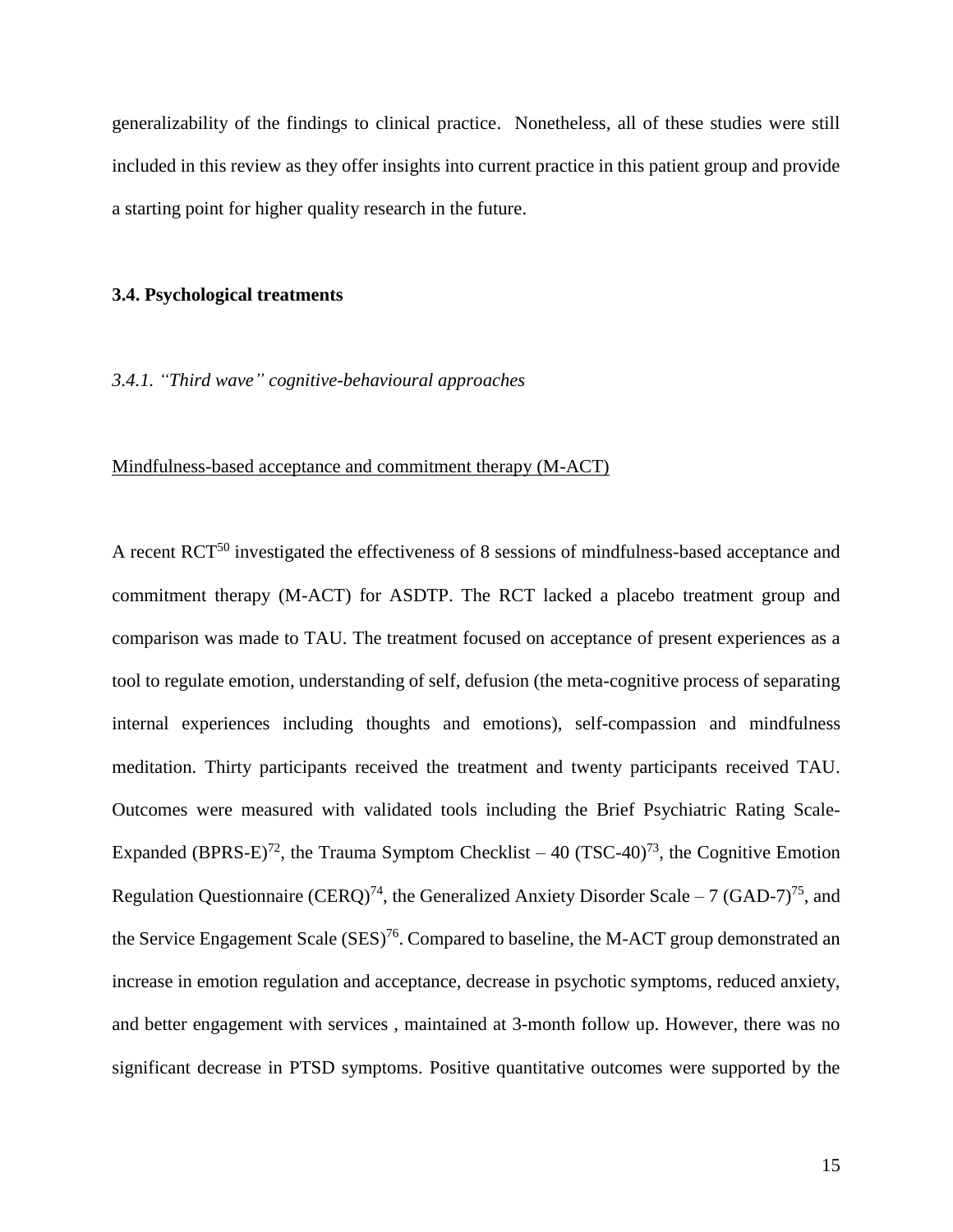generalizability of the findings to clinical practice. Nonetheless, all of these studies were still included in this review as they offer insights into current practice in this patient group and provide a starting point for higher quality research in the future.

### 3.4. Psychological treatments

#### *3.4.1. "Third wave" cognitive-behavioural approaches*

Mindfulness-based acceptance and commitment therapy (M-ACT)

A recent RCT[50] investigated the effectiveness of 8 sessions of mindfulness-based acceptance and commitment therapy (M-ACT) for ASDTP. The RCT lacked a placebo treatment group and comparison was made to TAU. The treatment focused on acceptance of present experiences as a tool to regulate emotion, understanding of self, defusion (the meta-cognitive process of separating internal experiences including thoughts and emotions), self-compassion and mindfulness meditation. Thirty participants received the treatment and twenty participants received TAU. Outcomes were measured with validated tools including the Brief Psychiatric Rating Scale-Expanded (BPRS-E)[72], the Trauma Symptom Checklist – 40 (TSC-40)[73], the Cognitive Emotion Regulation Questionnaire (CERQ)[74], the Generalized Anxiety Disorder Scale – 7 (GAD-7)[75], and the Service Engagement Scale (SES)[76]. Compared to baseline, the M-ACT group demonstrated an increase in emotion regulation and acceptance, decrease in psychotic symptoms, reduced anxiety, and better engagement with services , maintained at 3-month follow up. However, there was no significant decrease in PTSD symptoms. Positive quantitative outcomes were supported by the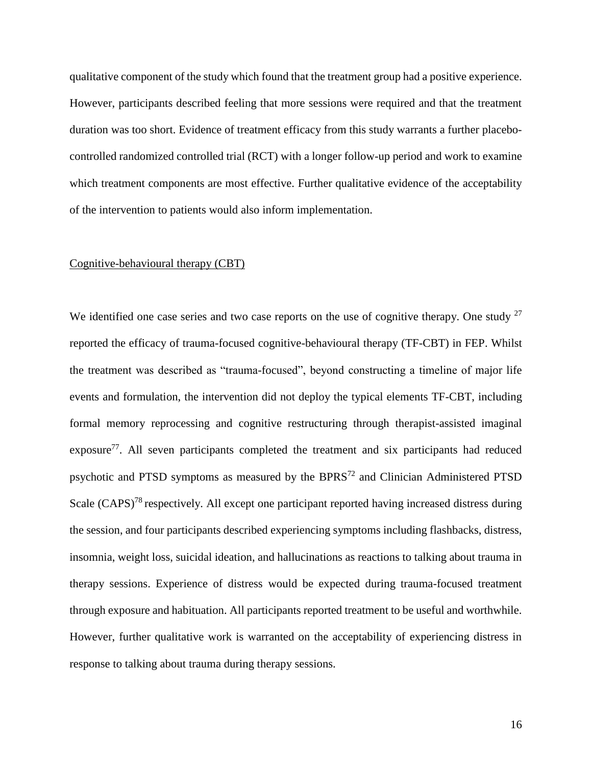qualitative component of the study which found that the treatment group had a positive experience. However, participants described feeling that more sessions were required and that the treatment duration was too short. Evidence of treatment efficacy from this study warrants a further placebo-controlled randomized controlled trial (RCT) with a longer follow-up period and work to examine which treatment components are most effective. Further qualitative evidence of the acceptability of the intervention to patients would also inform implementation.

<u>Cognitive-behavioural therapy (CBT)</u>

We identified one case series and two case reports on the use of cognitive therapy. One study [27] reported the efficacy of trauma-focused cognitive-behavioural therapy (TF-CBT) in FEP. Whilst the treatment was described as "trauma-focused", beyond constructing a timeline of major life events and formulation, the intervention did not deploy the typical elements TF-CBT, including formal memory reprocessing and cognitive restructuring through therapist-assisted imaginal exposure[77]. All seven participants completed the treatment and six participants had reduced psychotic and PTSD symptoms as measured by the BPRS[72] and Clinician Administered PTSD Scale (CAPS)[78] respectively. All except one participant reported having increased distress during the session, and four participants described experiencing symptoms including flashbacks, distress, insomnia, weight loss, suicidal ideation, and hallucinations as reactions to talking about trauma in therapy sessions. Experience of distress would be expected during trauma-focused treatment through exposure and habituation. All participants reported treatment to be useful and worthwhile. However, further qualitative work is warranted on the acceptability of experiencing distress in response to talking about trauma during therapy sessions.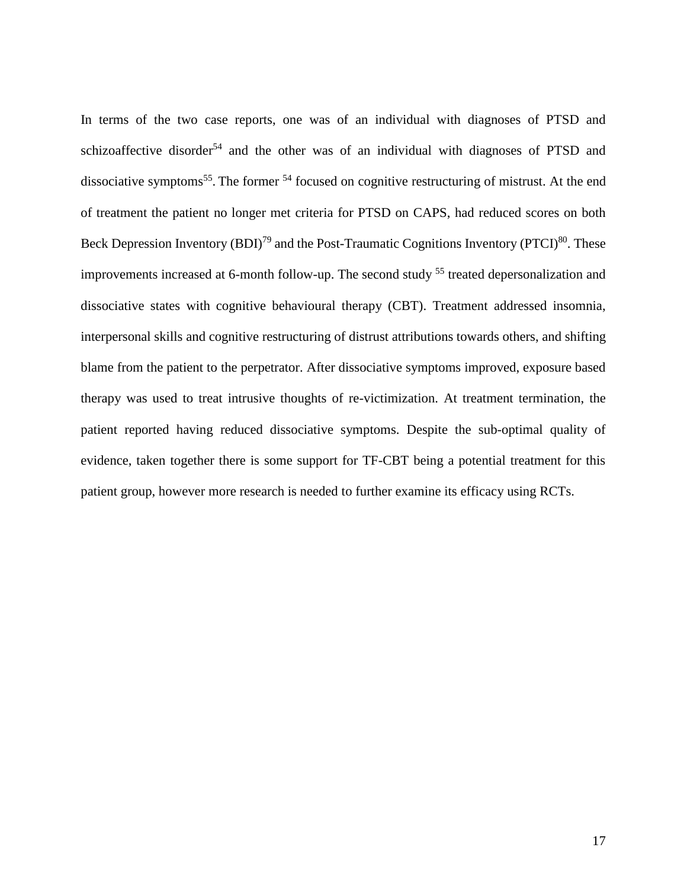In terms of the two case reports, one was of an individual with diagnoses of PTSD and schizoaffective disorder[54] and the other was of an individual with diagnoses of PTSD and dissociative symptoms[55]. The former [54] focused on cognitive restructuring of mistrust. At the end of treatment the patient no longer met criteria for PTSD on CAPS, had reduced scores on both Beck Depression Inventory (BDI)[79] and the Post-Traumatic Cognitions Inventory (PTCI)[80]. These improvements increased at 6-month follow-up. The second study [55] treated depersonalization and dissociative states with cognitive behavioural therapy (CBT). Treatment addressed insomnia, interpersonal skills and cognitive restructuring of distrust attributions towards others, and shifting blame from the patient to the perpetrator. After dissociative symptoms improved, exposure based therapy was used to treat intrusive thoughts of re-victimization. At treatment termination, the patient reported having reduced dissociative symptoms. Despite the sub-optimal quality of evidence, taken together there is some support for TF-CBT being a potential treatment for this patient group, however more research is needed to further examine its efficacy using RCTs.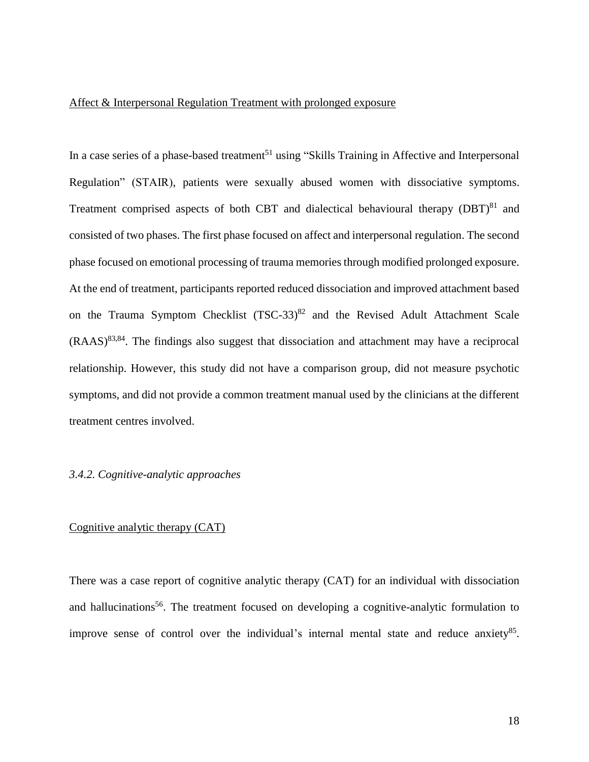Affect & Interpersonal Regulation Treatment with prolonged exposure

In a case series of a phase-based treatment[51] using "Skills Training in Affective and Interpersonal Regulation" (STAIR), patients were sexually abused women with dissociative symptoms. Treatment comprised aspects of both CBT and dialectical behavioural therapy (DBT)[81] and consisted of two phases. The first phase focused on affect and interpersonal regulation. The second phase focused on emotional processing of trauma memories through modified prolonged exposure. At the end of treatment, participants reported reduced dissociation and improved attachment based on the Trauma Symptom Checklist (TSC-33)[82] and the Revised Adult Attachment Scale (RAAS)[83,84]. The findings also suggest that dissociation and attachment may have a reciprocal relationship. However, this study did not have a comparison group, did not measure psychotic symptoms, and did not provide a common treatment manual used by the clinicians at the different treatment centres involved.

### *3.4.2. Cognitive-analytic approaches*

Cognitive analytic therapy (CAT)

There was a case report of cognitive analytic therapy (CAT) for an individual with dissociation and hallucinations[56]. The treatment focused on developing a cognitive-analytic formulation to improve sense of control over the individual's internal mental state and reduce anxiety[85].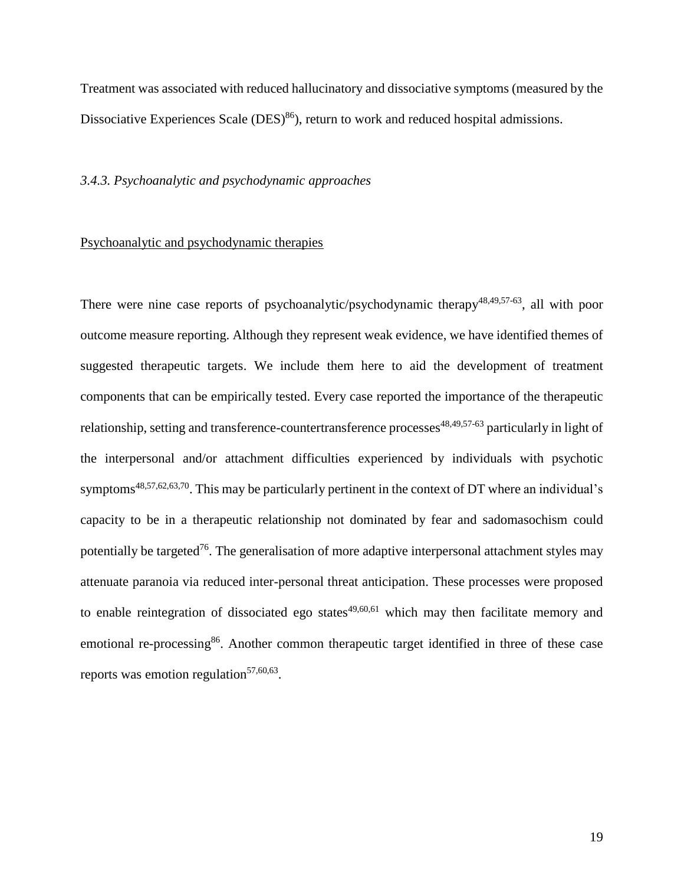Treatment was associated with reduced hallucinatory and dissociative symptoms (measured by the Dissociative Experiences Scale (DES)[86]), return to work and reduced hospital admissions.

### *3.4.3. Psychoanalytic and psychodynamic approaches*

<u>Psychoanalytic and psychodynamic therapies</u>

There were nine case reports of psychoanalytic/psychodynamic therapy[48,49,57-63], all with poor outcome measure reporting. Although they represent weak evidence, we have identified themes of suggested therapeutic targets. We include them here to aid the development of treatment components that can be empirically tested. Every case reported the importance of the therapeutic relationship, setting and transference-countertransference processes[48,49,57-63] particularly in light of the interpersonal and/or attachment difficulties experienced by individuals with psychotic symptoms[48,57,62,63,70]. This may be particularly pertinent in the context of DT where an individual's capacity to be in a therapeutic relationship not dominated by fear and sadomasochism could potentially be targeted[76]. The generalisation of more adaptive interpersonal attachment styles may attenuate paranoia via reduced inter-personal threat anticipation. These processes were proposed to enable reintegration of dissociated ego states[49,60,61] which may then facilitate memory and emotional re-processing[86]. Another common therapeutic target identified in three of these case reports was emotion regulation[57,60,63].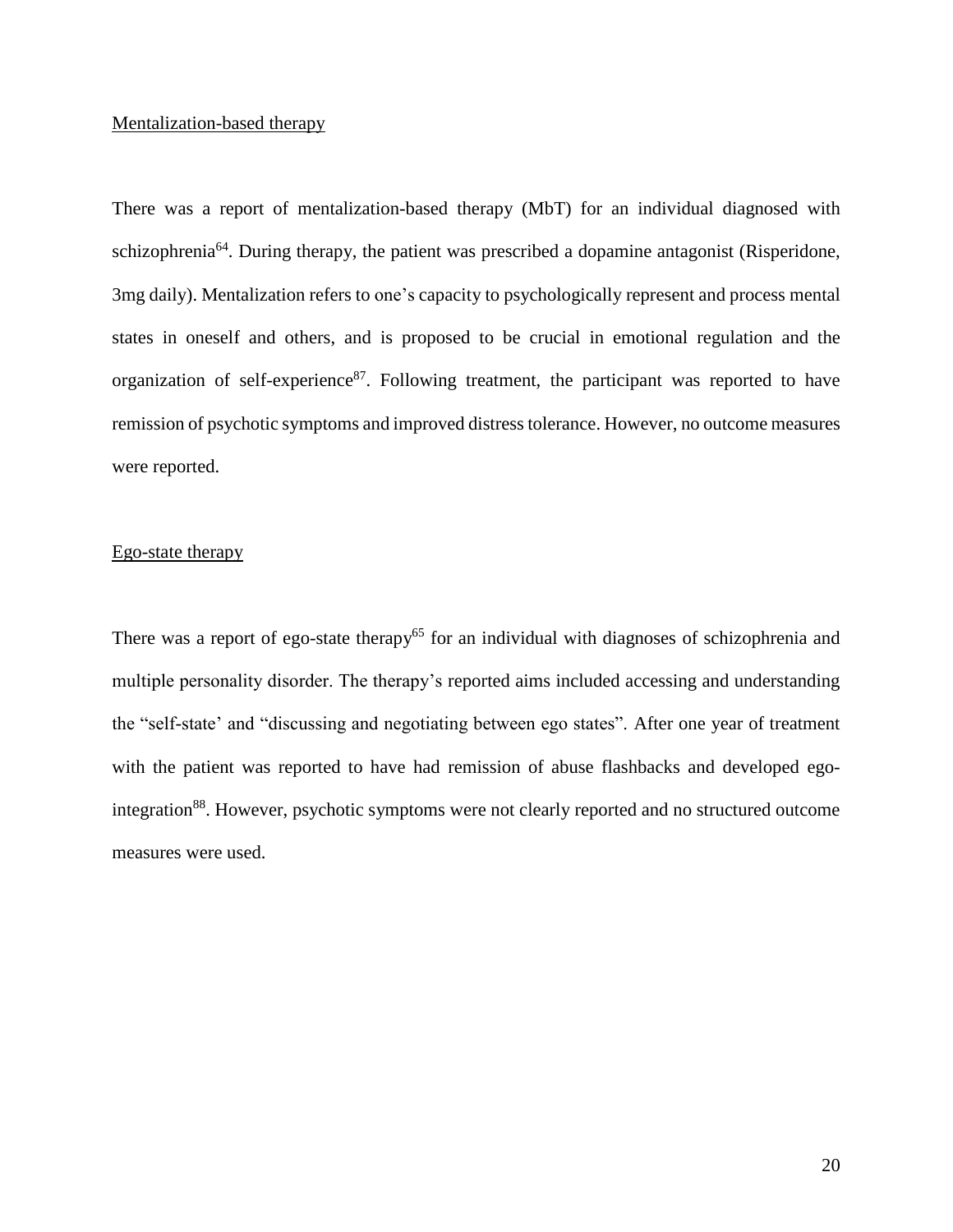Mentalization-based therapy

There was a report of mentalization-based therapy (MbT) for an individual diagnosed with schizophrenia[64]. During therapy, the patient was prescribed a dopamine antagonist (Risperidone, 3mg daily). Mentalization refers to one's capacity to psychologically represent and process mental states in oneself and others, and is proposed to be crucial in emotional regulation and the organization of self-experience[87]. Following treatment, the participant was reported to have remission of psychotic symptoms and improved distress tolerance. However, no outcome measures were reported.

Ego-state therapy

There was a report of ego-state therapy[65] for an individual with diagnoses of schizophrenia and multiple personality disorder. The therapy's reported aims included accessing and understanding the "self-state' and "discussing and negotiating between ego states". After one year of treatment with the patient was reported to have had remission of abuse flashbacks and developed ego-integration[88]. However, psychotic symptoms were not clearly reported and no structured outcome measures were used.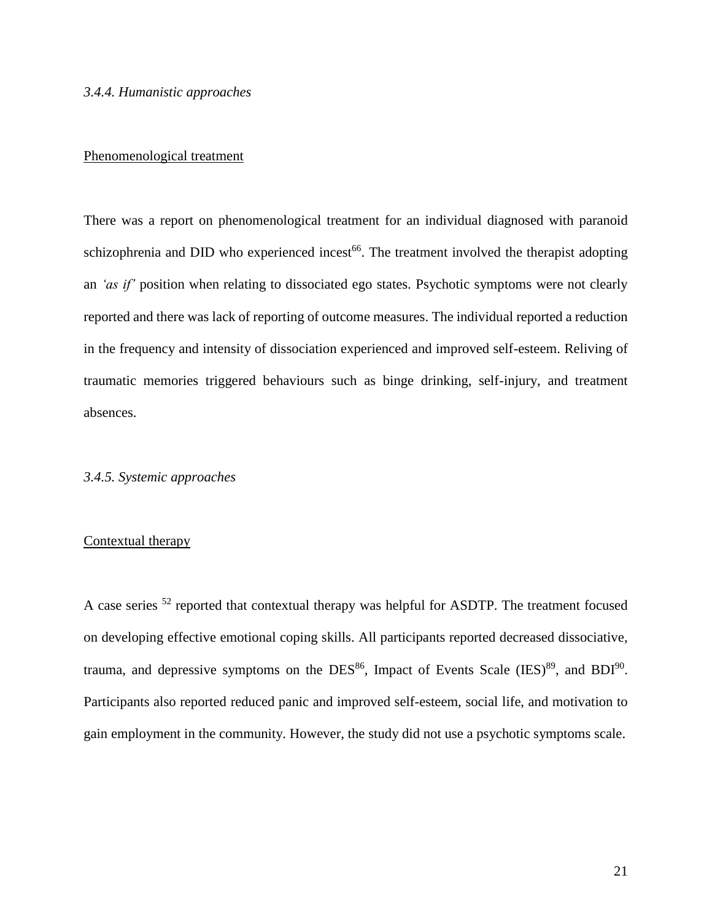### *3.4.4. Humanistic approaches*

Phenomenological treatment

There was a report on phenomenological treatment for an individual diagnosed with paranoid schizophrenia and DID who experienced incest[66]. The treatment involved the therapist adopting an *'as if'* position when relating to dissociated ego states. Psychotic symptoms were not clearly reported and there was lack of reporting of outcome measures. The individual reported a reduction in the frequency and intensity of dissociation experienced and improved self-esteem. Reliving of traumatic memories triggered behaviours such as binge drinking, self-injury, and treatment absences.

### *3.4.5. Systemic approaches*

Contextual therapy

A case series [52] reported that contextual therapy was helpful for ASDTP. The treatment focused on developing effective emotional coping skills. All participants reported decreased dissociative, trauma, and depressive symptoms on the DES[86], Impact of Events Scale (IES)[89], and BDI[90]. Participants also reported reduced panic and improved self-esteem, social life, and motivation to gain employment in the community. However, the study did not use a psychotic symptoms scale.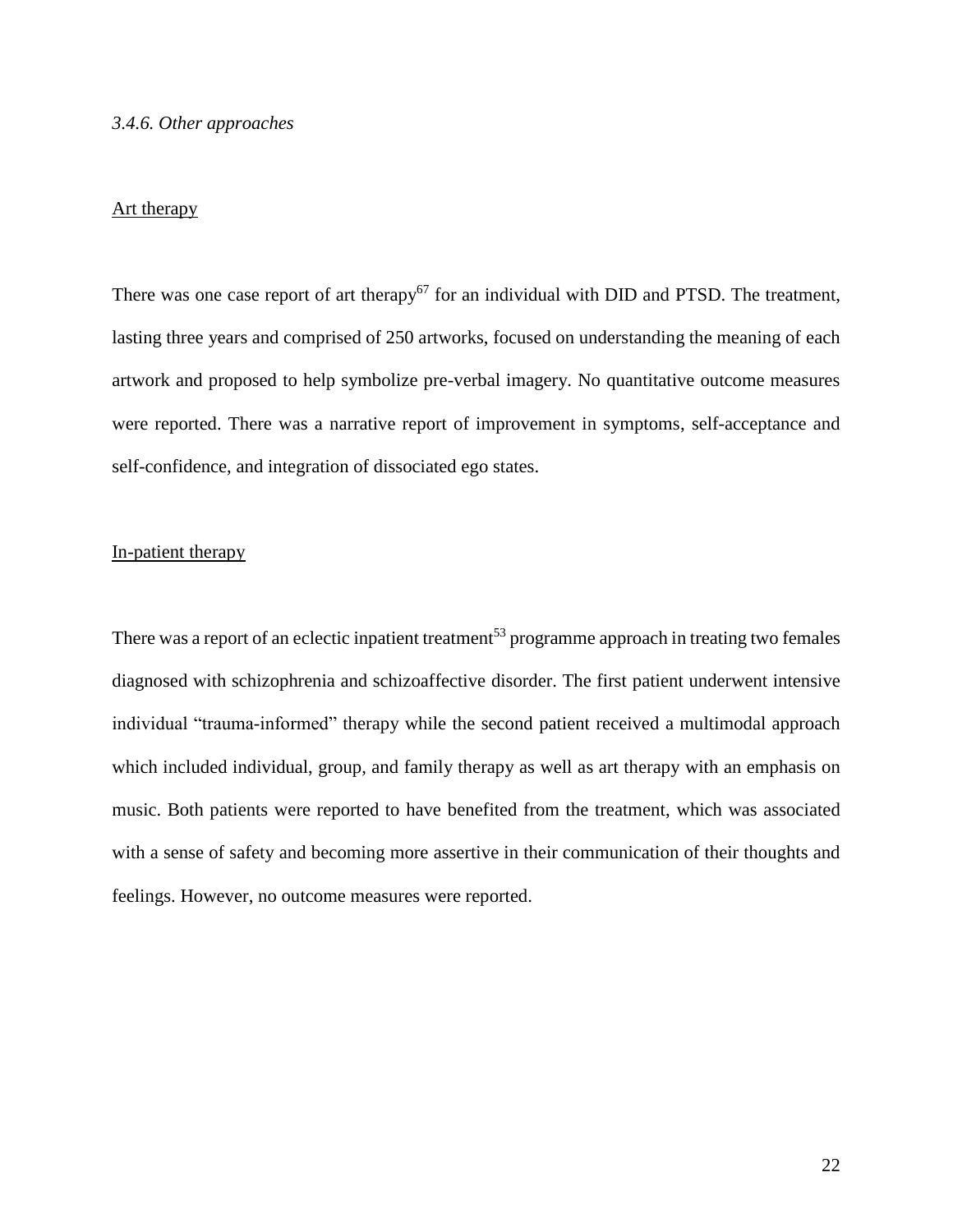*3.4.6. Other approaches*

Art therapy

There was one case report of art therapy[67] for an individual with DID and PTSD. The treatment, lasting three years and comprised of 250 artworks, focused on understanding the meaning of each artwork and proposed to help symbolize pre-verbal imagery. No quantitative outcome measures were reported. There was a narrative report of improvement in symptoms, self-acceptance and self-confidence, and integration of dissociated ego states.

In-patient therapy

There was a report of an eclectic inpatient treatment[53] programme approach in treating two females diagnosed with schizophrenia and schizoaffective disorder. The first patient underwent intensive individual "trauma-informed" therapy while the second patient received a multimodal approach which included individual, group, and family therapy as well as art therapy with an emphasis on music. Both patients were reported to have benefited from the treatment, which was associated with a sense of safety and becoming more assertive in their communication of their thoughts and feelings. However, no outcome measures were reported.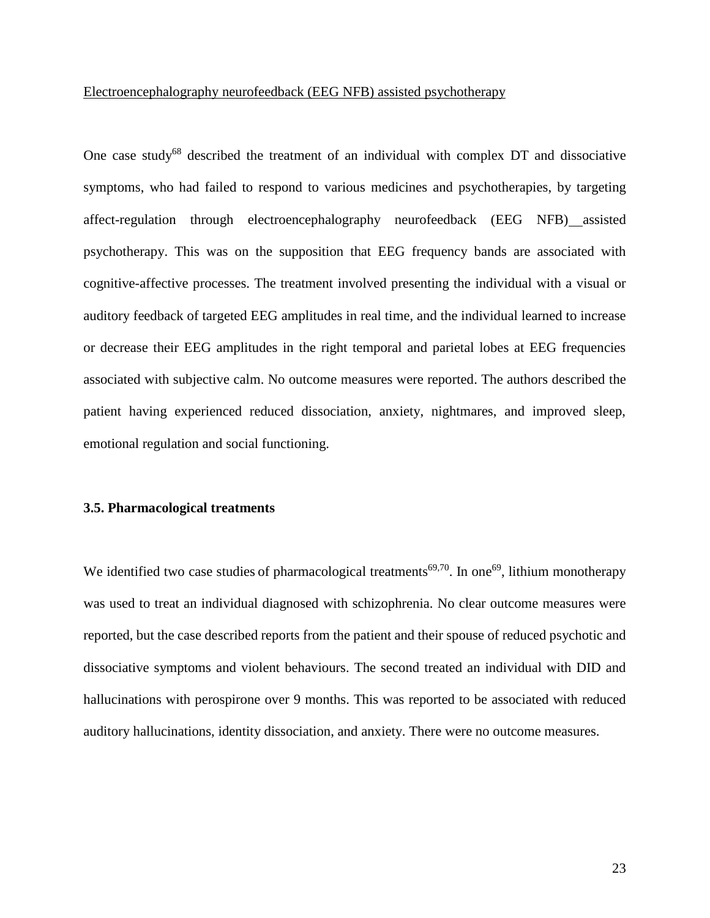Electroencephalography neurofeedback (EEG NFB) assisted psychotherapy

One case study[68] described the treatment of an individual with complex DT and dissociative symptoms, who had failed to respond to various medicines and psychotherapies, by targeting affect-regulation through electroencephalography neurofeedback (EEG NFB) assisted psychotherapy. This was on the supposition that EEG frequency bands are associated with cognitive-affective processes. The treatment involved presenting the individual with a visual or auditory feedback of targeted EEG amplitudes in real time, and the individual learned to increase or decrease their EEG amplitudes in the right temporal and parietal lobes at EEG frequencies associated with subjective calm. No outcome measures were reported. The authors described the patient having experienced reduced dissociation, anxiety, nightmares, and improved sleep, emotional regulation and social functioning.

### 3.5. Pharmacological treatments

We identified two case studies of pharmacological treatments[69,70]. In one[69], lithium monotherapy was used to treat an individual diagnosed with schizophrenia. No clear outcome measures were reported, but the case described reports from the patient and their spouse of reduced psychotic and dissociative symptoms and violent behaviours. The second treated an individual with DID and hallucinations with perospirone over 9 months. This was reported to be associated with reduced auditory hallucinations, identity dissociation, and anxiety. There were no outcome measures.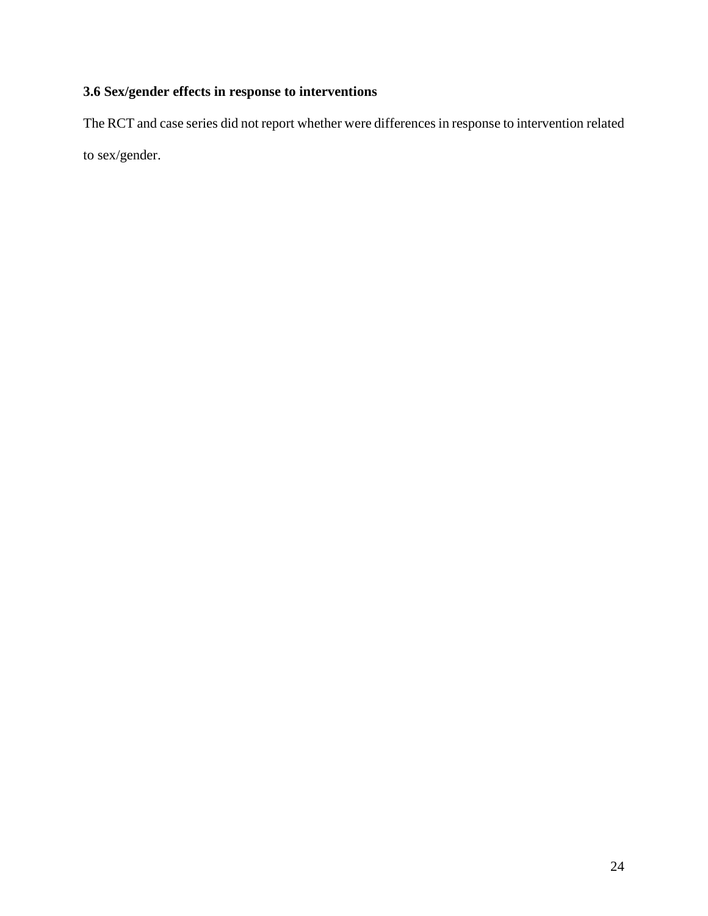### 3.6 Sex/gender effects in response to interventions

The RCT and case series did not report whether were differences in response to intervention related to sex/gender.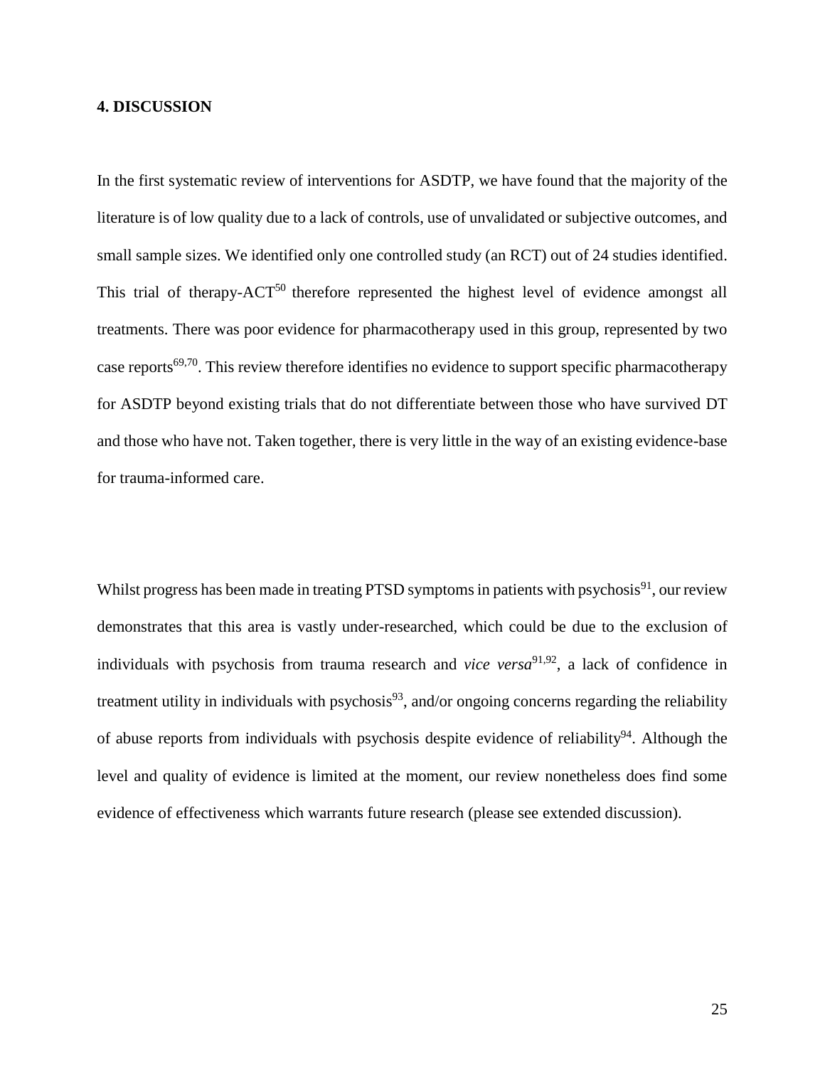## 4. DISCUSSION

In the first systematic review of interventions for ASDTP, we have found that the majority of the literature is of low quality due to a lack of controls, use of unvalidated or subjective outcomes, and small sample sizes. We identified only one controlled study (an RCT) out of 24 studies identified. This trial of therapy-ACT[50] therefore represented the highest level of evidence amongst all treatments. There was poor evidence for pharmacotherapy used in this group, represented by two case reports[69,70]. This review therefore identifies no evidence to support specific pharmacotherapy for ASDTP beyond existing trials that do not differentiate between those who have survived DT and those who have not. Taken together, there is very little in the way of an existing evidence-base for trauma-informed care.

Whilst progress has been made in treating PTSD symptoms in patients with psychosis[91], our review demonstrates that this area is vastly under-researched, which could be due to the exclusion of individuals with psychosis from trauma research and *vice versa*[91,92], a lack of confidence in treatment utility in individuals with psychosis[93], and/or ongoing concerns regarding the reliability of abuse reports from individuals with psychosis despite evidence of reliability[94]. Although the level and quality of evidence is limited at the moment, our review nonetheless does find some evidence of effectiveness which warrants future research (please see extended discussion).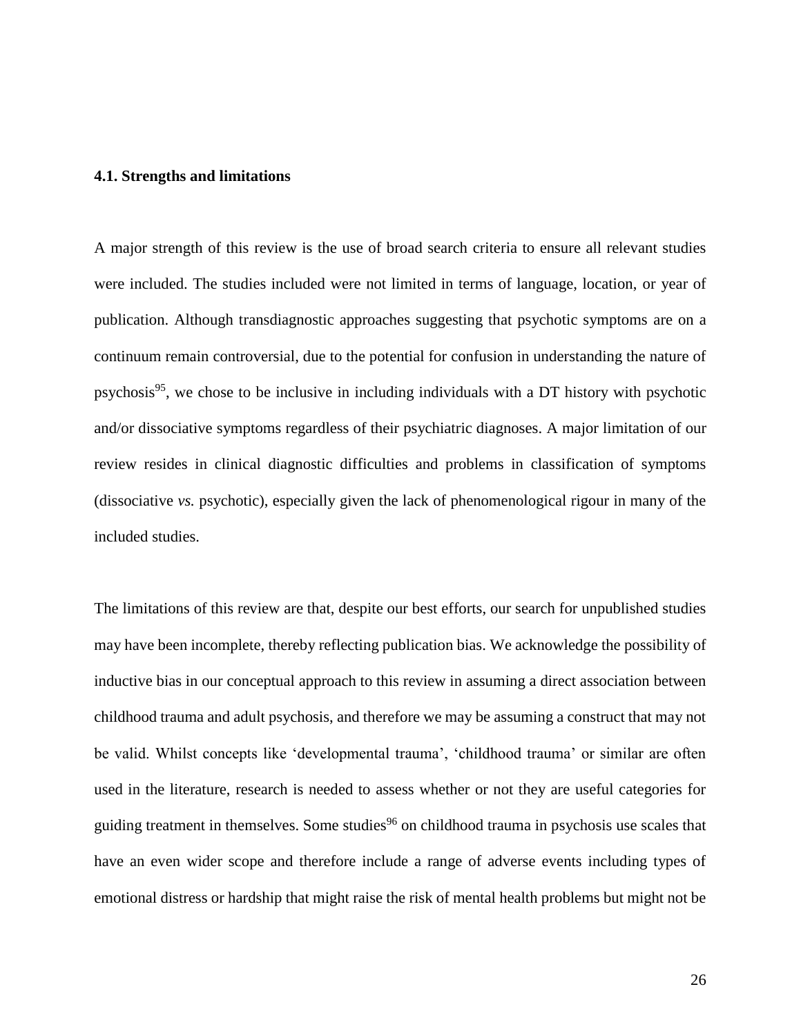### 4.1. Strengths and limitations

A major strength of this review is the use of broad search criteria to ensure all relevant studies were included. The studies included were not limited in terms of language, location, or year of publication. Although transdiagnostic approaches suggesting that psychotic symptoms are on a continuum remain controversial, due to the potential for confusion in understanding the nature of psychosis[95], we chose to be inclusive in including individuals with a DT history with psychotic and/or dissociative symptoms regardless of their psychiatric diagnoses. A major limitation of our review resides in clinical diagnostic difficulties and problems in classification of symptoms (dissociative *vs.* psychotic), especially given the lack of phenomenological rigour in many of the included studies.

The limitations of this review are that, despite our best efforts, our search for unpublished studies may have been incomplete, thereby reflecting publication bias. We acknowledge the possibility of inductive bias in our conceptual approach to this review in assuming a direct association between childhood trauma and adult psychosis, and therefore we may be assuming a construct that may not be valid. Whilst concepts like 'developmental trauma', 'childhood trauma' or similar are often used in the literature, research is needed to assess whether or not they are useful categories for guiding treatment in themselves. Some studies[96] on childhood trauma in psychosis use scales that have an even wider scope and therefore include a range of adverse events including types of emotional distress or hardship that might raise the risk of mental health problems but might not be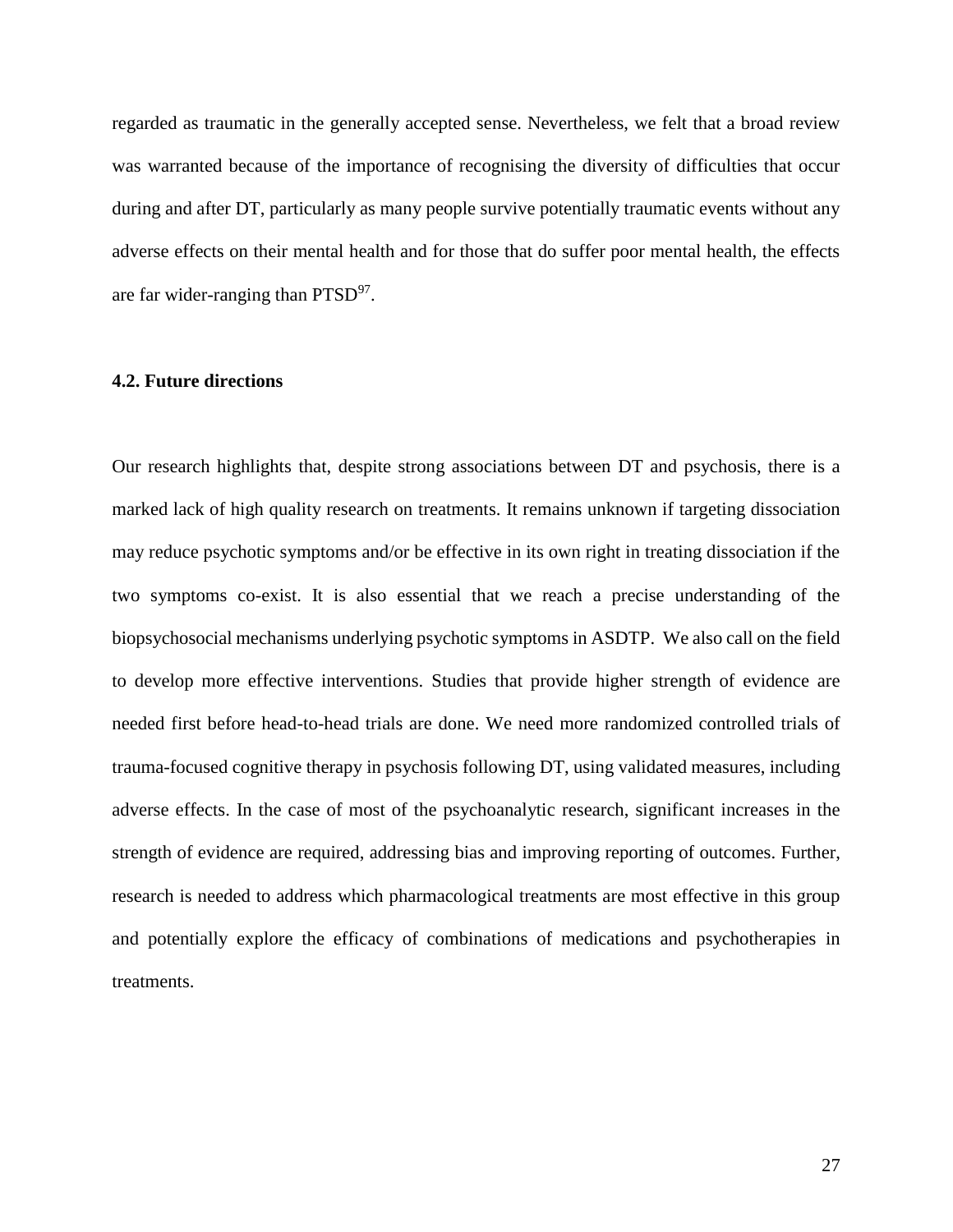regarded as traumatic in the generally accepted sense. Nevertheless, we felt that a broad review was warranted because of the importance of recognising the diversity of difficulties that occur during and after DT, particularly as many people survive potentially traumatic events without any adverse effects on their mental health and for those that do suffer poor mental health, the effects are far wider-ranging than PTSD[97].

### 4.2. Future directions

Our research highlights that, despite strong associations between DT and psychosis, there is a marked lack of high quality research on treatments. It remains unknown if targeting dissociation may reduce psychotic symptoms and/or be effective in its own right in treating dissociation if the two symptoms co-exist. It is also essential that we reach a precise understanding of the biopsychosocial mechanisms underlying psychotic symptoms in ASDTP. We also call on the field to develop more effective interventions. Studies that provide higher strength of evidence are needed first before head-to-head trials are done. We need more randomized controlled trials of trauma-focused cognitive therapy in psychosis following DT, using validated measures, including adverse effects. In the case of most of the psychoanalytic research, significant increases in the strength of evidence are required, addressing bias and improving reporting of outcomes. Further, research is needed to address which pharmacological treatments are most effective in this group and potentially explore the efficacy of combinations of medications and psychotherapies in treatments.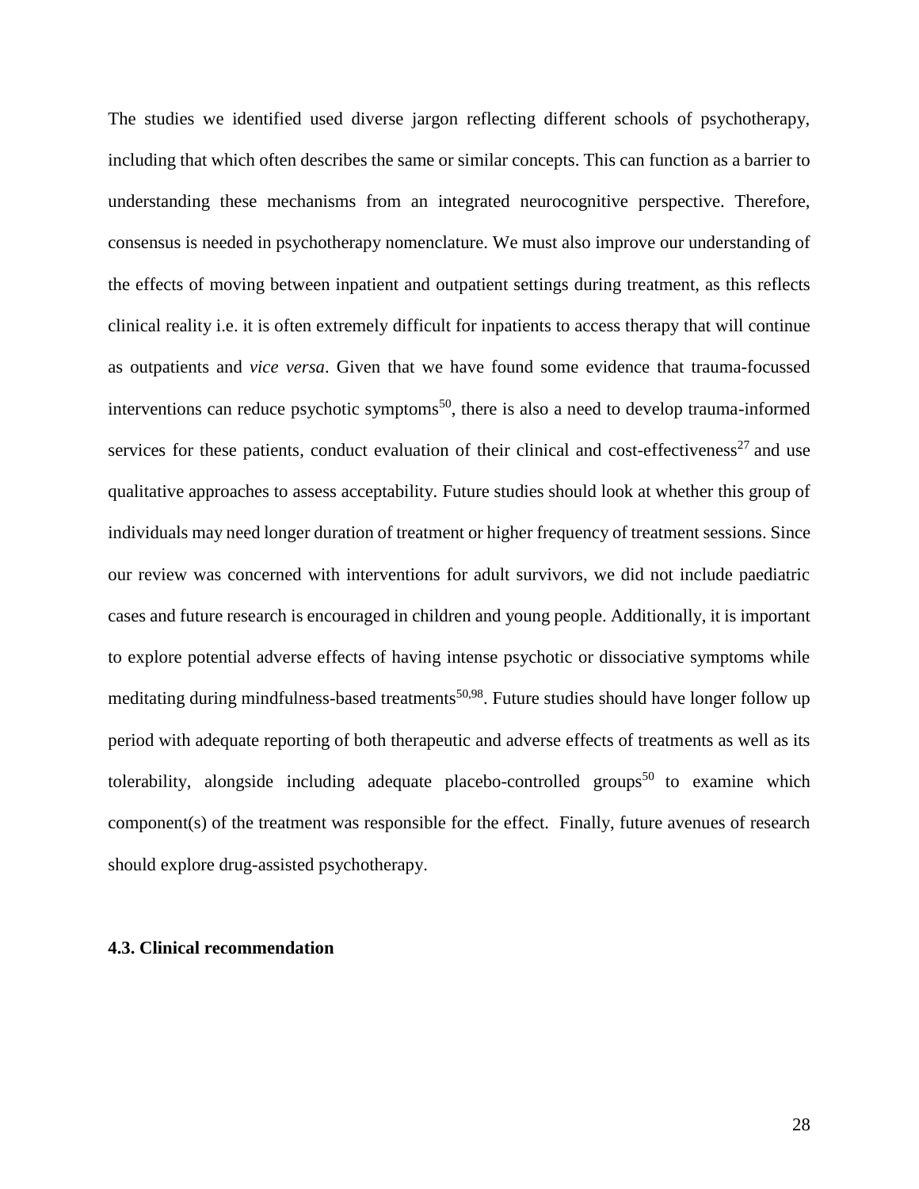The studies we identified used diverse jargon reflecting different schools of psychotherapy, including that which often describes the same or similar concepts. This can function as a barrier to understanding these mechanisms from an integrated neurocognitive perspective. Therefore, consensus is needed in psychotherapy nomenclature. We must also improve our understanding of the effects of moving between inpatient and outpatient settings during treatment, as this reflects clinical reality i.e. it is often extremely difficult for inpatients to access therapy that will continue as outpatients and *vice versa*. Given that we have found some evidence that trauma-focussed interventions can reduce psychotic symptoms[50], there is also a need to develop trauma-informed services for these patients, conduct evaluation of their clinical and cost-effectiveness[27] and use qualitative approaches to assess acceptability. Future studies should look at whether this group of individuals may need longer duration of treatment or higher frequency of treatment sessions. Since our review was concerned with interventions for adult survivors, we did not include paediatric cases and future research is encouraged in children and young people. Additionally, it is important to explore potential adverse effects of having intense psychotic or dissociative symptoms while meditating during mindfulness-based treatments[50,98]. Future studies should have longer follow up period with adequate reporting of both therapeutic and adverse effects of treatments as well as its tolerability, alongside including adequate placebo-controlled groups[50] to examine which component(s) of the treatment was responsible for the effect. Finally, future avenues of research should explore drug-assisted psychotherapy.

### 4.3. Clinical recommendation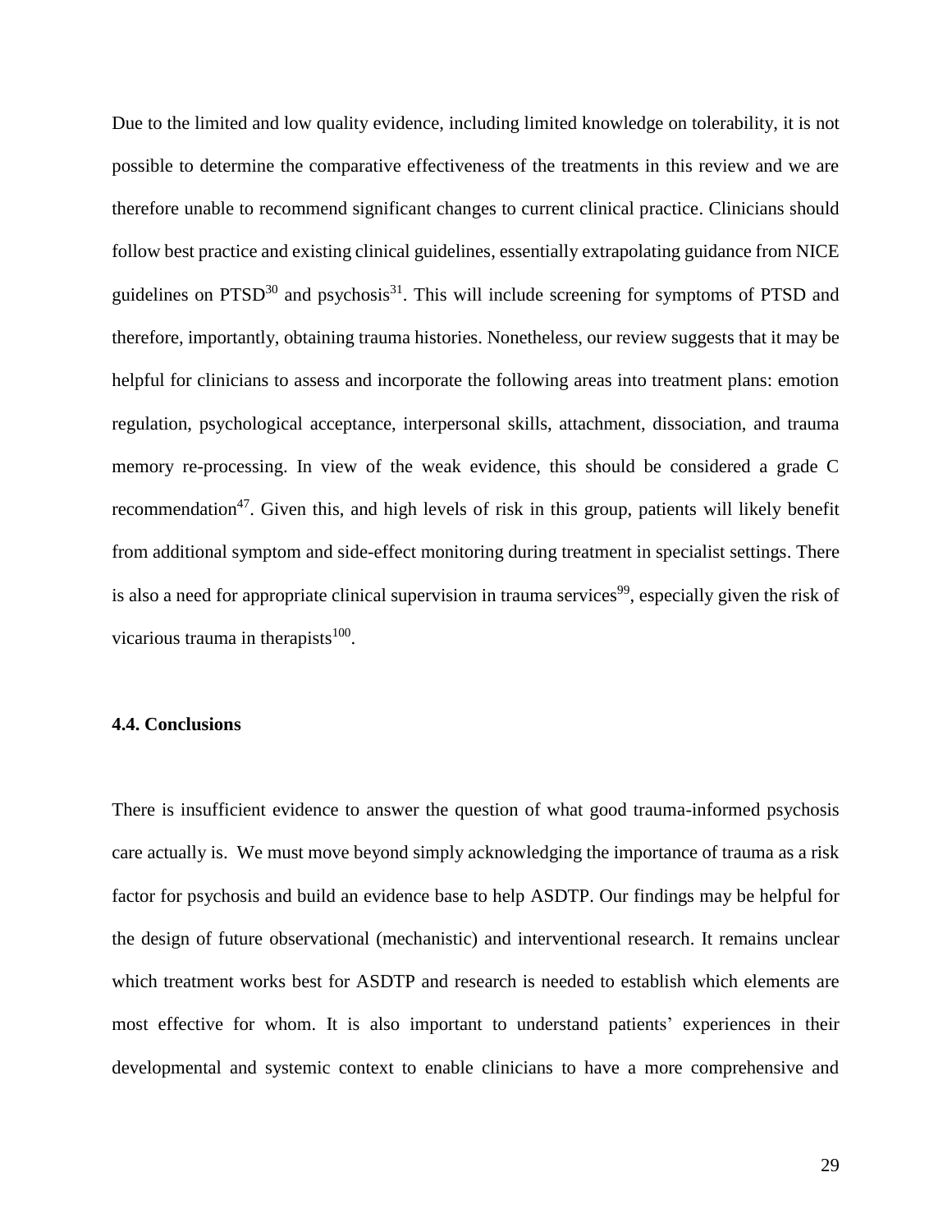Due to the limited and low quality evidence, including limited knowledge on tolerability, it is not possible to determine the comparative effectiveness of the treatments in this review and we are therefore unable to recommend significant changes to current clinical practice. Clinicians should follow best practice and existing clinical guidelines, essentially extrapolating guidance from NICE guidelines on PTSD[30] and psychosis[31]. This will include screening for symptoms of PTSD and therefore, importantly, obtaining trauma histories. Nonetheless, our review suggests that it may be helpful for clinicians to assess and incorporate the following areas into treatment plans: emotion regulation, psychological acceptance, interpersonal skills, attachment, dissociation, and trauma memory re-processing. In view of the weak evidence, this should be considered a grade C recommendation[47]. Given this, and high levels of risk in this group, patients will likely benefit from additional symptom and side-effect monitoring during treatment in specialist settings. There is also a need for appropriate clinical supervision in trauma services[99], especially given the risk of vicarious trauma in therapists[100].

### 4.4. Conclusions

There is insufficient evidence to answer the question of what good trauma-informed psychosis care actually is. We must move beyond simply acknowledging the importance of trauma as a risk factor for psychosis and build an evidence base to help ASDTP. Our findings may be helpful for the design of future observational (mechanistic) and interventional research. It remains unclear which treatment works best for ASDTP and research is needed to establish which elements are most effective for whom. It is also important to understand patients' experiences in their developmental and systemic context to enable clinicians to have a more comprehensive and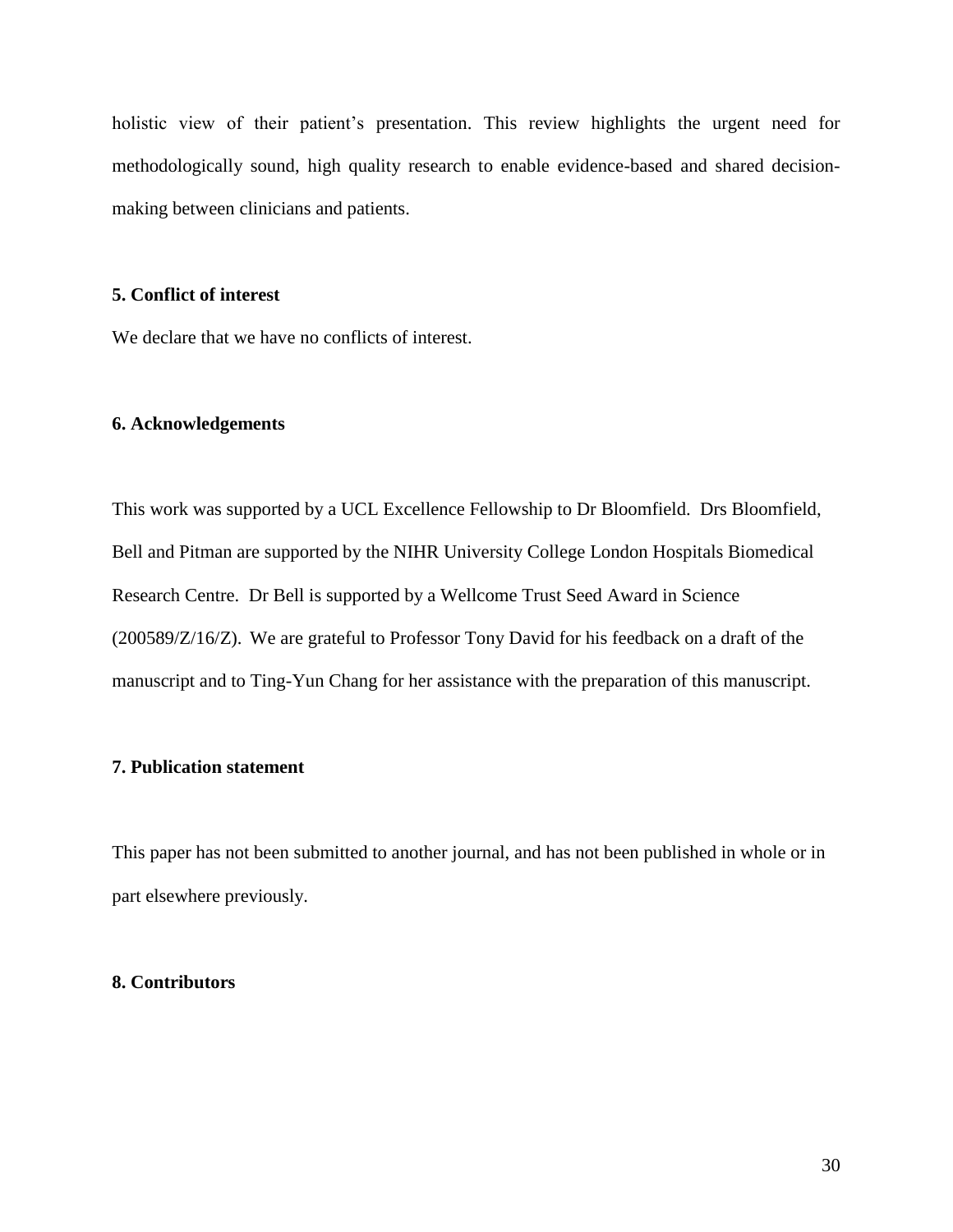holistic view of their patient's presentation. This review highlights the urgent need for methodologically sound, high quality research to enable evidence-based and shared decision-making between clinicians and patients.

## 5. Conflict of interest

We declare that we have no conflicts of interest.

## 6. Acknowledgements

This work was supported by a UCL Excellence Fellowship to Dr Bloomfield. Drs Bloomfield, Bell and Pitman are supported by the NIHR University College London Hospitals Biomedical Research Centre. Dr Bell is supported by a Wellcome Trust Seed Award in Science (200589/Z/16/Z). We are grateful to Professor Tony David for his feedback on a draft of the manuscript and to Ting-Yun Chang for her assistance with the preparation of this manuscript.

## 7. Publication statement

This paper has not been submitted to another journal, and has not been published in whole or in part elsewhere previously.

## 8. Contributors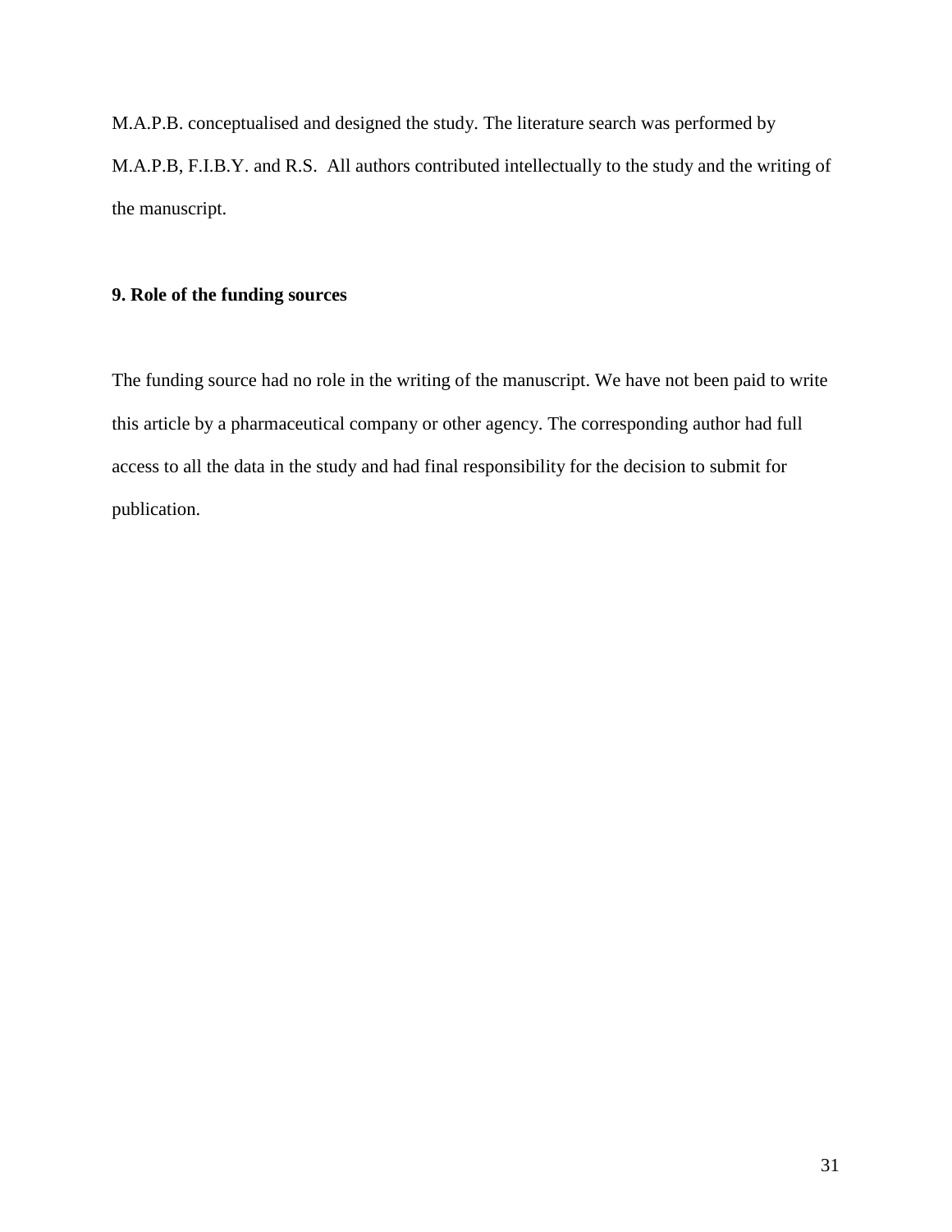M.A.P.B. conceptualised and designed the study. The literature search was performed by M.A.P.B, F.I.B.Y. and R.S. All authors contributed intellectually to the study and the writing of the manuscript.

## 9. Role of the funding sources

The funding source had no role in the writing of the manuscript. We have not been paid to write this article by a pharmaceutical company or other agency. The corresponding author had full access to all the data in the study and had final responsibility for the decision to submit for publication.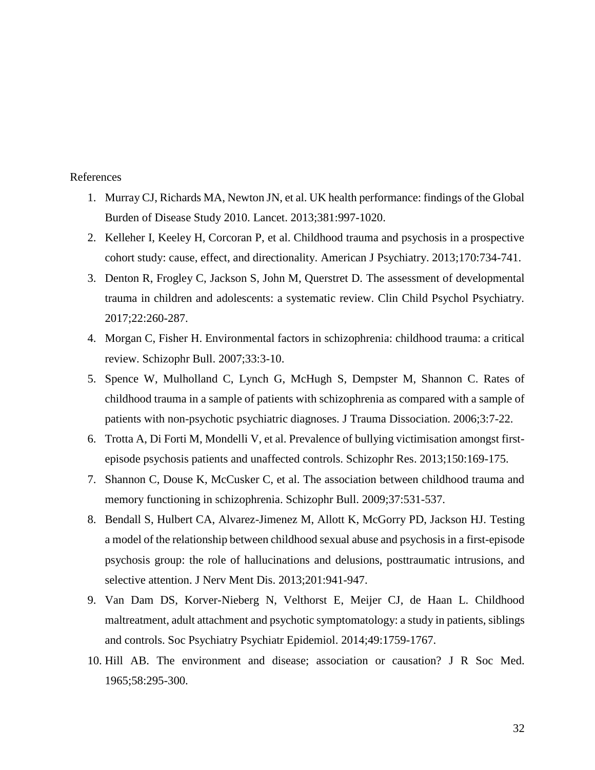References

1. Murray CJ, Richards MA, Newton JN, et al. UK health performance: findings of the Global Burden of Disease Study 2010. Lancet. 2013;381:997-1020.
2. Kelleher I, Keeley H, Corcoran P, et al. Childhood trauma and psychosis in a prospective cohort study: cause, effect, and directionality. American J Psychiatry. 2013;170:734-741.
3. Denton R, Frogley C, Jackson S, John M, Querstret D. The assessment of developmental trauma in children and adolescents: a systematic review. Clin Child Psychol Psychiatry. 2017;22:260-287.
4. Morgan C, Fisher H. Environmental factors in schizophrenia: childhood trauma: a critical review. Schizophr Bull. 2007;33:3-10.
5. Spence W, Mulholland C, Lynch G, McHugh S, Dempster M, Shannon C. Rates of childhood trauma in a sample of patients with schizophrenia as compared with a sample of patients with non-psychotic psychiatric diagnoses. J Trauma Dissociation. 2006;3:7-22.
6. Trotta A, Di Forti M, Mondelli V, et al. Prevalence of bullying victimisation amongst first-episode psychosis patients and unaffected controls. Schizophr Res. 2013;150:169-175.
7. Shannon C, Douse K, McCusker C, et al. The association between childhood trauma and memory functioning in schizophrenia. Schizophr Bull. 2009;37:531-537.
8. Bendall S, Hulbert CA, Alvarez-Jimenez M, Allott K, McGorry PD, Jackson HJ. Testing a model of the relationship between childhood sexual abuse and psychosis in a first-episode psychosis group: the role of hallucinations and delusions, posttraumatic intrusions, and selective attention. J Nerv Ment Dis. 2013;201:941-947.
9. Van Dam DS, Korver-Nieberg N, Velthorst E, Meijer CJ, de Haan L. Childhood maltreatment, adult attachment and psychotic symptomatology: a study in patients, siblings and controls. Soc Psychiatry Psychiatr Epidemiol. 2014;49:1759-1767.
10. Hill AB. The environment and disease; association or causation? J R Soc Med. 1965;58:295-300.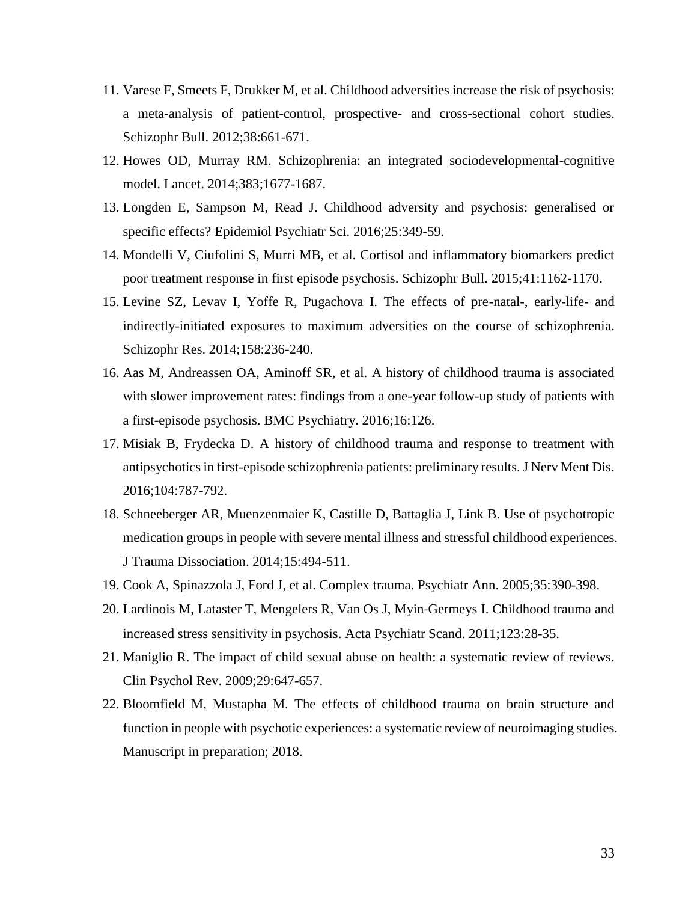11. Varese F, Smeets F, Drukker M, et al. Childhood adversities increase the risk of psychosis: a meta-analysis of patient-control, prospective- and cross-sectional cohort studies. Schizophr Bull. 2012;38:661-671.
12. Howes OD, Murray RM. Schizophrenia: an integrated sociodevelopmental-cognitive model. Lancet. 2014;383;1677-1687.
13. Longden E, Sampson M, Read J. Childhood adversity and psychosis: generalised or specific effects? Epidemiol Psychiatr Sci. 2016;25:349-59.
14. Mondelli V, Ciufolini S, Murri MB, et al. Cortisol and inflammatory biomarkers predict poor treatment response in first episode psychosis. Schizophr Bull. 2015;41:1162-1170.
15. Levine SZ, Levav I, Yoffe R, Pugachova I. The effects of pre-natal-, early-life- and indirectly-initiated exposures to maximum adversities on the course of schizophrenia. Schizophr Res. 2014;158:236-240.
16. Aas M, Andreassen OA, Aminoff SR, et al. A history of childhood trauma is associated with slower improvement rates: findings from a one-year follow-up study of patients with a first-episode psychosis. BMC Psychiatry. 2016;16:126.
17. Misiak B, Frydecka D. A history of childhood trauma and response to treatment with antipsychotics in first-episode schizophrenia patients: preliminary results. J Nerv Ment Dis. 2016;104:787-792.
18. Schneeberger AR, Muenzenmaier K, Castille D, Battaglia J, Link B. Use of psychotropic medication groups in people with severe mental illness and stressful childhood experiences. J Trauma Dissociation. 2014;15:494-511.
19. Cook A, Spinazzola J, Ford J, et al. Complex trauma. Psychiatr Ann. 2005;35:390-398.
20. Lardinois M, Lataster T, Mengelers R, Van Os J, Myin-Germeys I. Childhood trauma and increased stress sensitivity in psychosis. Acta Psychiatr Scand. 2011;123:28-35.
21. Maniglio R. The impact of child sexual abuse on health: a systematic review of reviews. Clin Psychol Rev. 2009;29:647-657.
22. Bloomfield M, Mustapha M. The effects of childhood trauma on brain structure and function in people with psychotic experiences: a systematic review of neuroimaging studies. Manuscript in preparation; 2018.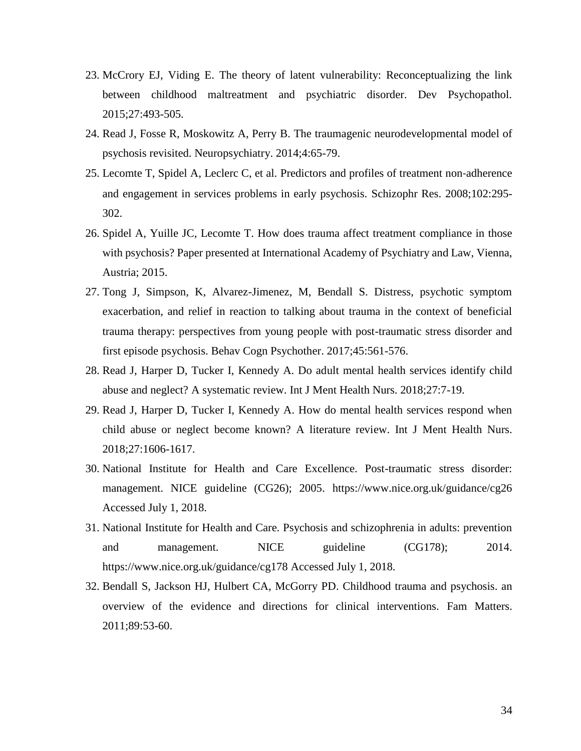23. McCrory EJ, Viding E. The theory of latent vulnerability: Reconceptualizing the link between childhood maltreatment and psychiatric disorder. Dev Psychopathol. 2015;27:493-505.
24. Read J, Fosse R, Moskowitz A, Perry B. The traumagenic neurodevelopmental model of psychosis revisited. Neuropsychiatry. 2014;4:65-79.
25. Lecomte T, Spidel A, Leclerc C, et al. Predictors and profiles of treatment non-adherence and engagement in services problems in early psychosis. Schizophr Res. 2008;102:295-302.
26. Spidel A, Yuille JC, Lecomte T. How does trauma affect treatment compliance in those with psychosis? Paper presented at International Academy of Psychiatry and Law, Vienna, Austria; 2015.
27. Tong J, Simpson, K, Alvarez-Jimenez, M, Bendall S. Distress, psychotic symptom exacerbation, and relief in reaction to talking about trauma in the context of beneficial trauma therapy: perspectives from young people with post-traumatic stress disorder and first episode psychosis. Behav Cogn Psychother. 2017;45:561-576.
28. Read J, Harper D, Tucker I, Kennedy A. Do adult mental health services identify child abuse and neglect? A systematic review. Int J Ment Health Nurs. 2018;27:7-19.
29. Read J, Harper D, Tucker I, Kennedy A. How do mental health services respond when child abuse or neglect become known? A literature review. Int J Ment Health Nurs. 2018;27:1606-1617.
30. National Institute for Health and Care Excellence. Post-traumatic stress disorder: management. NICE guideline (CG26); 2005. https://www.nice.org.uk/guidance/cg26 Accessed July 1, 2018.
31. National Institute for Health and Care. Psychosis and schizophrenia in adults: prevention and management. NICE guideline (CG178); 2014. https://www.nice.org.uk/guidance/cg178 Accessed July 1, 2018.
32. Bendall S, Jackson HJ, Hulbert CA, McGorry PD. Childhood trauma and psychosis. an overview of the evidence and directions for clinical interventions. Fam Matters. 2011;89:53-60.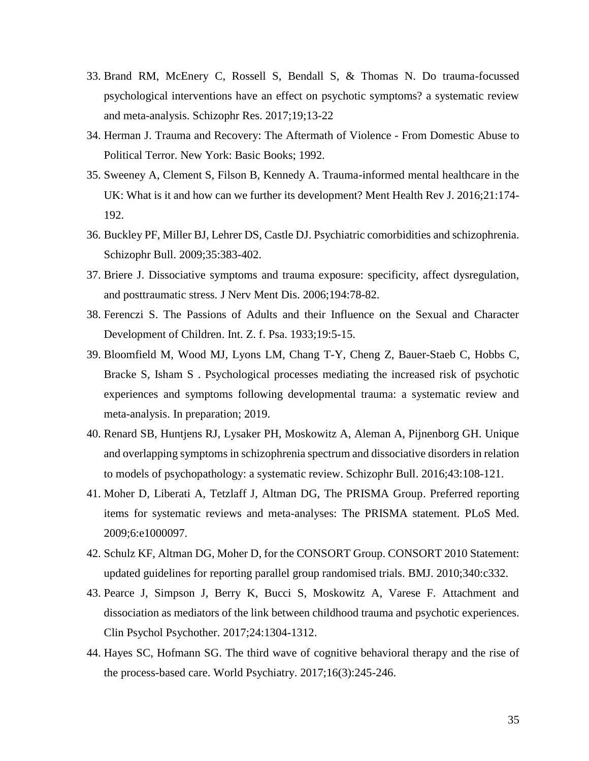33. Brand RM, McEnery C, Rossell S, Bendall S, & Thomas N. Do trauma-focussed psychological interventions have an effect on psychotic symptoms? a systematic review and meta-analysis. Schizophr Res. 2017;19;13-22
34. Herman J. Trauma and Recovery: The Aftermath of Violence - From Domestic Abuse to Political Terror. New York: Basic Books; 1992.
35. Sweeney A, Clement S, Filson B, Kennedy A. Trauma-informed mental healthcare in the UK: What is it and how can we further its development? Ment Health Rev J. 2016;21:174-192.
36. Buckley PF, Miller BJ, Lehrer DS, Castle DJ. Psychiatric comorbidities and schizophrenia. Schizophr Bull. 2009;35:383-402.
37. Briere J. Dissociative symptoms and trauma exposure: specificity, affect dysregulation, and posttraumatic stress. J Nerv Ment Dis. 2006;194:78-82.
38. Ferenczi S. The Passions of Adults and their Influence on the Sexual and Character Development of Children. Int. Z. f. Psa. 1933;19:5-15.
39. Bloomfield M, Wood MJ, Lyons LM, Chang T-Y, Cheng Z, Bauer-Staeb C, Hobbs C, Bracke S, Isham S . Psychological processes mediating the increased risk of psychotic experiences and symptoms following developmental trauma: a systematic review and meta-analysis. In preparation; 2019.
40. Renard SB, Huntjens RJ, Lysaker PH, Moskowitz A, Aleman A, Pijnenborg GH. Unique and overlapping symptoms in schizophrenia spectrum and dissociative disorders in relation to models of psychopathology: a systematic review. Schizophr Bull. 2016;43:108-121.
41. Moher D, Liberati A, Tetzlaff J, Altman DG, The PRISMA Group. Preferred reporting items for systematic reviews and meta-analyses: The PRISMA statement. PLoS Med. 2009;6:e1000097.
42. Schulz KF, Altman DG, Moher D, for the CONSORT Group. CONSORT 2010 Statement: updated guidelines for reporting parallel group randomised trials. BMJ. 2010;340:c332.
43. Pearce J, Simpson J, Berry K, Bucci S, Moskowitz A, Varese F. Attachment and dissociation as mediators of the link between childhood trauma and psychotic experiences. Clin Psychol Psychother. 2017;24:1304-1312.
44. Hayes SC, Hofmann SG. The third wave of cognitive behavioral therapy and the rise of the process-based care. World Psychiatry. 2017;16(3):245-246.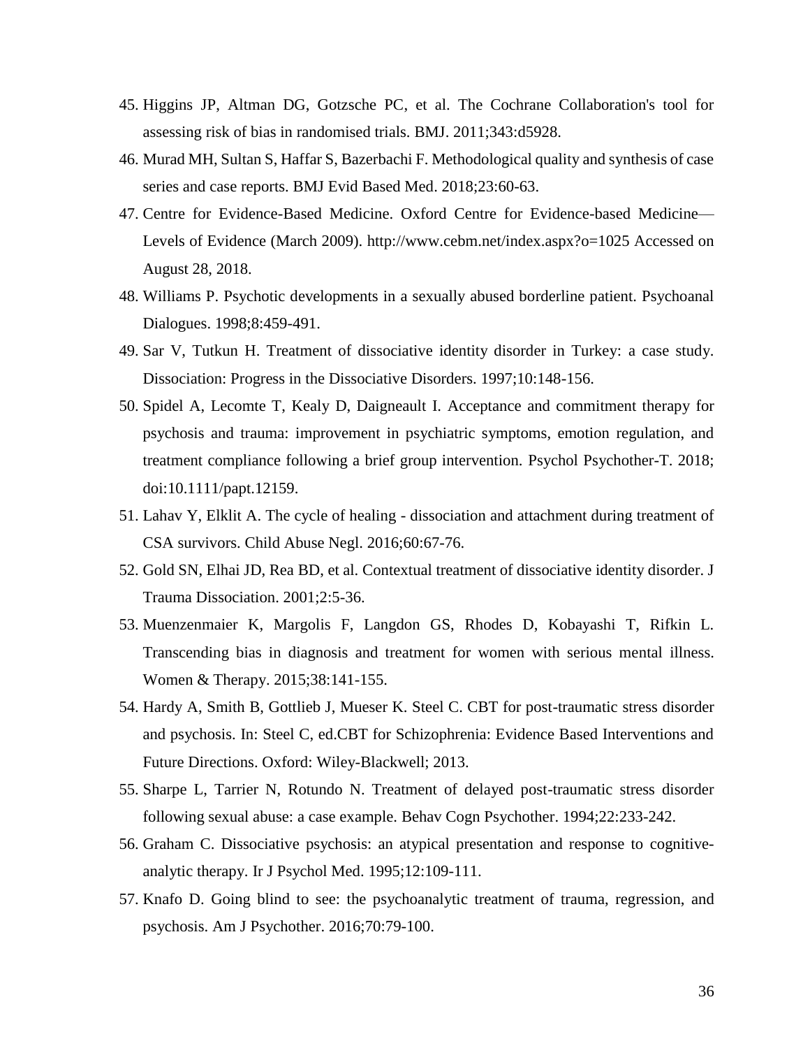45. Higgins JP, Altman DG, Gotzsche PC, et al. The Cochrane Collaboration's tool for assessing risk of bias in randomised trials. BMJ. 2011;343:d5928.
46. Murad MH, Sultan S, Haffar S, Bazerbachi F. Methodological quality and synthesis of case series and case reports. BMJ Evid Based Med. 2018;23:60-63.
47. Centre for Evidence-Based Medicine. Oxford Centre for Evidence-based Medicine—Levels of Evidence (March 2009). http://www.cebm.net/index.aspx?o=1025 Accessed on August 28, 2018.
48. Williams P. Psychotic developments in a sexually abused borderline patient. Psychoanal Dialogues. 1998;8:459-491.
49. Sar V, Tutkun H. Treatment of dissociative identity disorder in Turkey: a case study. Dissociation: Progress in the Dissociative Disorders. 1997;10:148-156.
50. Spidel A, Lecomte T, Kealy D, Daigneault I. Acceptance and commitment therapy for psychosis and trauma: improvement in psychiatric symptoms, emotion regulation, and treatment compliance following a brief group intervention. Psychol Psychother-T. 2018; doi:10.1111/papt.12159.
51. Lahav Y, Elklit A. The cycle of healing - dissociation and attachment during treatment of CSA survivors. Child Abuse Negl. 2016;60:67-76.
52. Gold SN, Elhai JD, Rea BD, et al. Contextual treatment of dissociative identity disorder. J Trauma Dissociation. 2001;2:5-36.
53. Muenzenmaier K, Margolis F, Langdon GS, Rhodes D, Kobayashi T, Rifkin L. Transcending bias in diagnosis and treatment for women with serious mental illness. Women & Therapy. 2015;38:141-155.
54. Hardy A, Smith B, Gottlieb J, Mueser K. Steel C. CBT for post-traumatic stress disorder and psychosis. In: Steel C, ed.CBT for Schizophrenia: Evidence Based Interventions and Future Directions. Oxford: Wiley-Blackwell; 2013.
55. Sharpe L, Tarrier N, Rotundo N. Treatment of delayed post-traumatic stress disorder following sexual abuse: a case example. Behav Cogn Psychother. 1994;22:233-242.
56. Graham C. Dissociative psychosis: an atypical presentation and response to cognitive-analytic therapy. Ir J Psychol Med. 1995;12:109-111.
57. Knafo D. Going blind to see: the psychoanalytic treatment of trauma, regression, and psychosis. Am J Psychother. 2016;70:79-100.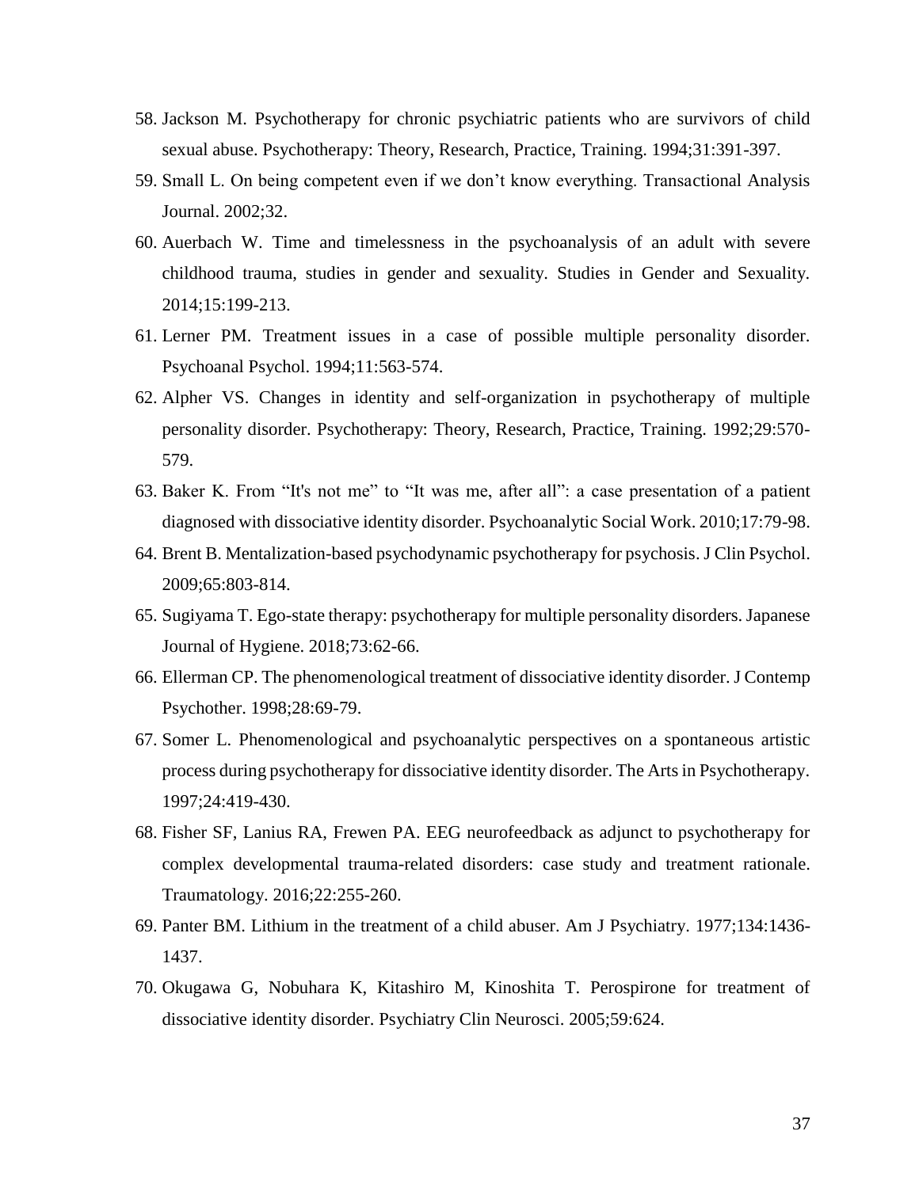58. Jackson M. Psychotherapy for chronic psychiatric patients who are survivors of child sexual abuse. Psychotherapy: Theory, Research, Practice, Training. 1994;31:391-397.
59. Small L. On being competent even if we don't know everything. Transactional Analysis Journal. 2002;32.
60. Auerbach W. Time and timelessness in the psychoanalysis of an adult with severe childhood trauma, studies in gender and sexuality. Studies in Gender and Sexuality. 2014;15:199-213.
61. Lerner PM. Treatment issues in a case of possible multiple personality disorder. Psychoanal Psychol. 1994;11:563-574.
62. Alpher VS. Changes in identity and self-organization in psychotherapy of multiple personality disorder. Psychotherapy: Theory, Research, Practice, Training. 1992;29:570-579.
63. Baker K. From "It's not me" to "It was me, after all": a case presentation of a patient diagnosed with dissociative identity disorder. Psychoanalytic Social Work. 2010;17:79-98.
64. Brent B. Mentalization-based psychodynamic psychotherapy for psychosis. J Clin Psychol. 2009;65:803-814.
65. Sugiyama T. Ego-state therapy: psychotherapy for multiple personality disorders. Japanese Journal of Hygiene. 2018;73:62-66.
66. Ellerman CP. The phenomenological treatment of dissociative identity disorder. J Contemp Psychother. 1998;28:69-79.
67. Somer L. Phenomenological and psychoanalytic perspectives on a spontaneous artistic process during psychotherapy for dissociative identity disorder. The Arts in Psychotherapy. 1997;24:419-430.
68. Fisher SF, Lanius RA, Frewen PA. EEG neurofeedback as adjunct to psychotherapy for complex developmental trauma-related disorders: case study and treatment rationale. Traumatology. 2016;22:255-260.
69. Panter BM. Lithium in the treatment of a child abuser. Am J Psychiatry. 1977;134:1436-1437.
70. Okugawa G, Nobuhara K, Kitashiro M, Kinoshita T. Perospirone for treatment of dissociative identity disorder. Psychiatry Clin Neurosci. 2005;59:624.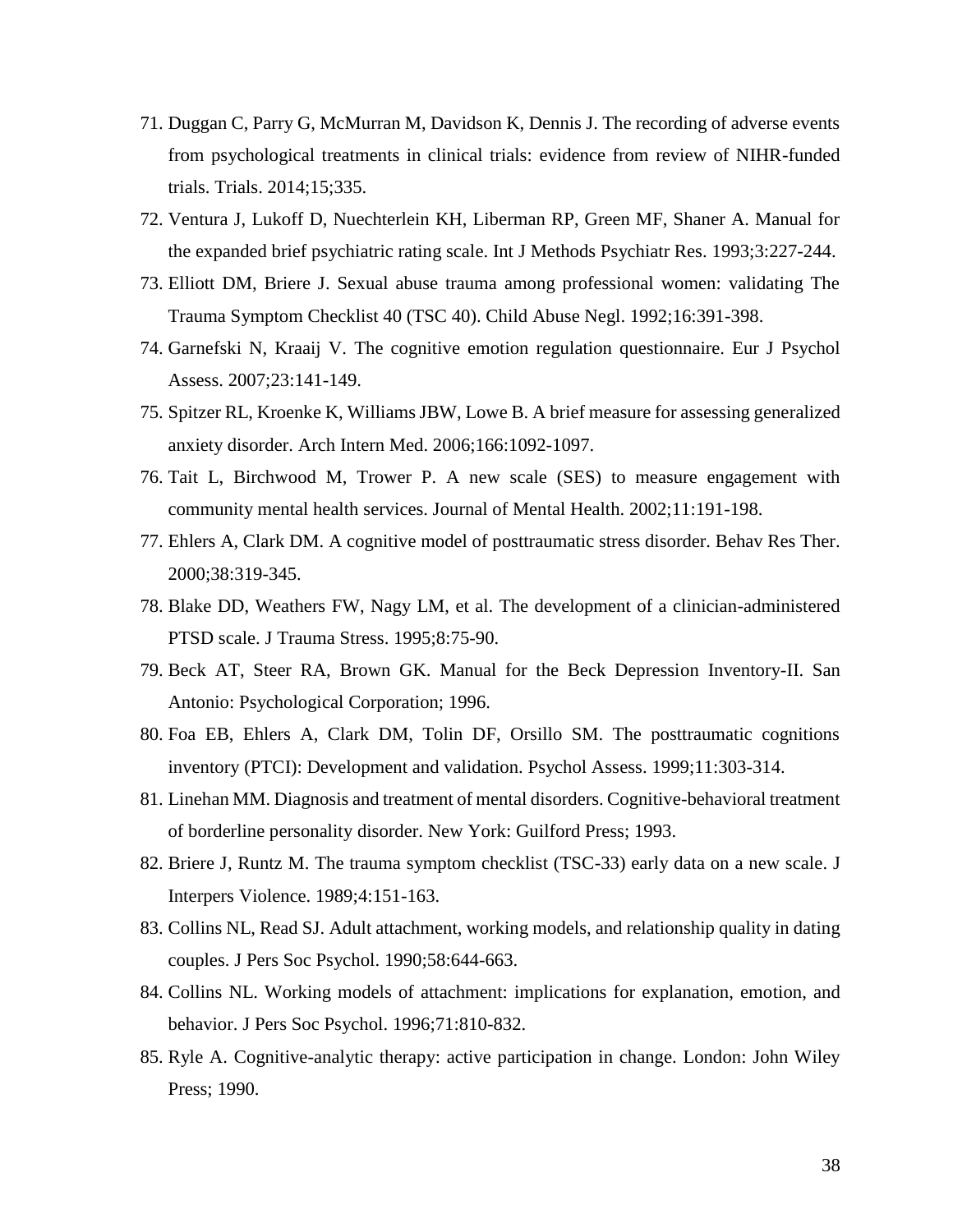71. Duggan C, Parry G, McMurran M, Davidson K, Dennis J. The recording of adverse events from psychological treatments in clinical trials: evidence from review of NIHR-funded trials. Trials. 2014;15;335.
72. Ventura J, Lukoff D, Nuechterlein KH, Liberman RP, Green MF, Shaner A. Manual for the expanded brief psychiatric rating scale. Int J Methods Psychiatr Res. 1993;3:227-244.
73. Elliott DM, Briere J. Sexual abuse trauma among professional women: validating The Trauma Symptom Checklist 40 (TSC 40). Child Abuse Negl. 1992;16:391-398.
74. Garnefski N, Kraaij V. The cognitive emotion regulation questionnaire. Eur J Psychol Assess. 2007;23:141-149.
75. Spitzer RL, Kroenke K, Williams JBW, Lowe B. A brief measure for assessing generalized anxiety disorder. Arch Intern Med. 2006;166:1092-1097.
76. Tait L, Birchwood M, Trower P. A new scale (SES) to measure engagement with community mental health services. Journal of Mental Health. 2002;11:191-198.
77. Ehlers A, Clark DM. A cognitive model of posttraumatic stress disorder. Behav Res Ther. 2000;38:319-345.
78. Blake DD, Weathers FW, Nagy LM, et al. The development of a clinician-administered PTSD scale. J Trauma Stress. 1995;8:75-90.
79. Beck AT, Steer RA, Brown GK. Manual for the Beck Depression Inventory-II. San Antonio: Psychological Corporation; 1996.
80. Foa EB, Ehlers A, Clark DM, Tolin DF, Orsillo SM. The posttraumatic cognitions inventory (PTCI): Development and validation. Psychol Assess. 1999;11:303-314.
81. Linehan MM. Diagnosis and treatment of mental disorders. Cognitive-behavioral treatment of borderline personality disorder. New York: Guilford Press; 1993.
82. Briere J, Runtz M. The trauma symptom checklist (TSC-33) early data on a new scale. J Interpers Violence. 1989;4:151-163.
83. Collins NL, Read SJ. Adult attachment, working models, and relationship quality in dating couples. J Pers Soc Psychol. 1990;58:644-663.
84. Collins NL. Working models of attachment: implications for explanation, emotion, and behavior. J Pers Soc Psychol. 1996;71:810-832.
85. Ryle A. Cognitive-analytic therapy: active participation in change. London: John Wiley Press; 1990.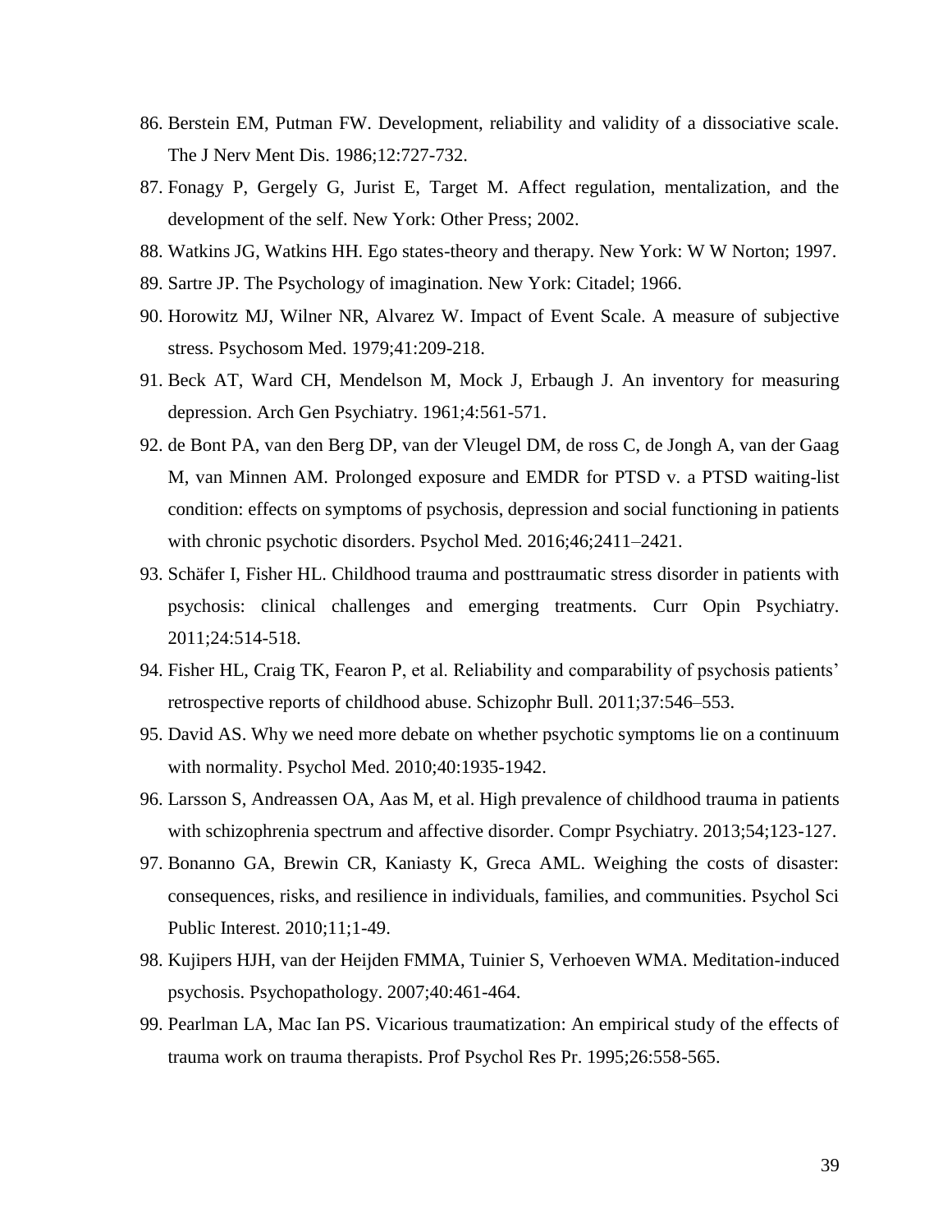86. Berstein EM, Putman FW. Development, reliability and validity of a dissociative scale. The J Nerv Ment Dis. 1986;12:727-732.
87. Fonagy P, Gergely G, Jurist E, Target M. Affect regulation, mentalization, and the development of the self. New York: Other Press; 2002.
88. Watkins JG, Watkins HH. Ego states-theory and therapy. New York: W W Norton; 1997.
89. Sartre JP. The Psychology of imagination. New York: Citadel; 1966.
90. Horowitz MJ, Wilner NR, Alvarez W. Impact of Event Scale. A measure of subjective stress. Psychosom Med. 1979;41:209-218.
91. Beck AT, Ward CH, Mendelson M, Mock J, Erbaugh J. An inventory for measuring depression. Arch Gen Psychiatry. 1961;4:561-571.
92. de Bont PA, van den Berg DP, van der Vleugel DM, de ross C, de Jongh A, van der Gaag M, van Minnen AM. Prolonged exposure and EMDR for PTSD v. a PTSD waiting-list condition: effects on symptoms of psychosis, depression and social functioning in patients with chronic psychotic disorders. Psychol Med. 2016;46;2411–2421.
93. Schäfer I, Fisher HL. Childhood trauma and posttraumatic stress disorder in patients with psychosis: clinical challenges and emerging treatments. Curr Opin Psychiatry. 2011;24:514-518.
94. Fisher HL, Craig TK, Fearon P, et al. Reliability and comparability of psychosis patients' retrospective reports of childhood abuse. Schizophr Bull. 2011;37:546–553.
95. David AS. Why we need more debate on whether psychotic symptoms lie on a continuum with normality. Psychol Med. 2010;40:1935-1942.
96. Larsson S, Andreassen OA, Aas M, et al. High prevalence of childhood trauma in patients with schizophrenia spectrum and affective disorder. Compr Psychiatry. 2013;54;123-127.
97. Bonanno GA, Brewin CR, Kaniasty K, Greca AML. Weighing the costs of disaster: consequences, risks, and resilience in individuals, families, and communities. Psychol Sci Public Interest. 2010;11;1-49.
98. Kujipers HJH, van der Heijden FMMA, Tuinier S, Verhoeven WMA. Meditation-induced psychosis. Psychopathology. 2007;40:461-464.
99. Pearlman LA, Mac Ian PS. Vicarious traumatization: An empirical study of the effects of trauma work on trauma therapists. Prof Psychol Res Pr. 1995;26:558-565.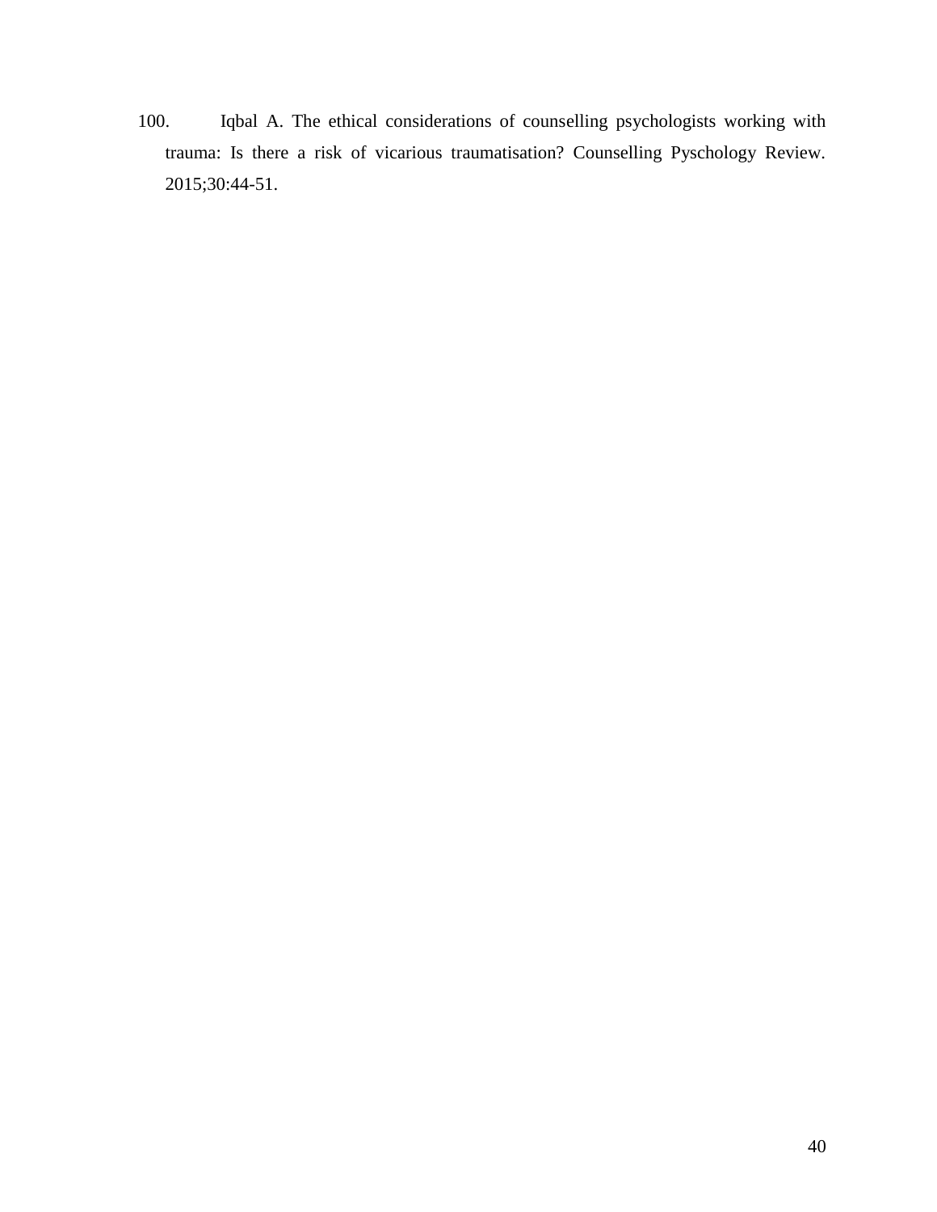100. Iqbal A. The ethical considerations of counselling psychologists working with trauma: Is there a risk of vicarious traumatisation? Counselling Pyschology Review. 2015;30:44-51.